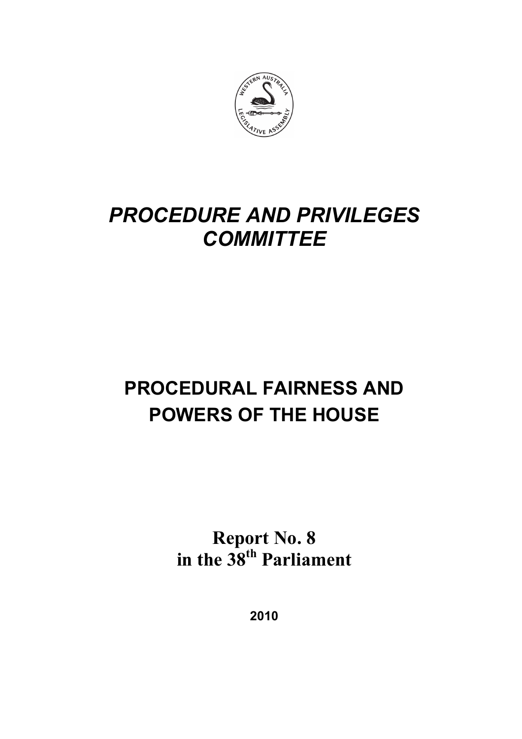# *PROCEDURE AND PRIVILEGES COMMITTEE*

## PROCEDURAL FAIRNESS AND POWERS OF THE HOUSE

**Report No. 8**
**in the 38th Parliament**

**2010**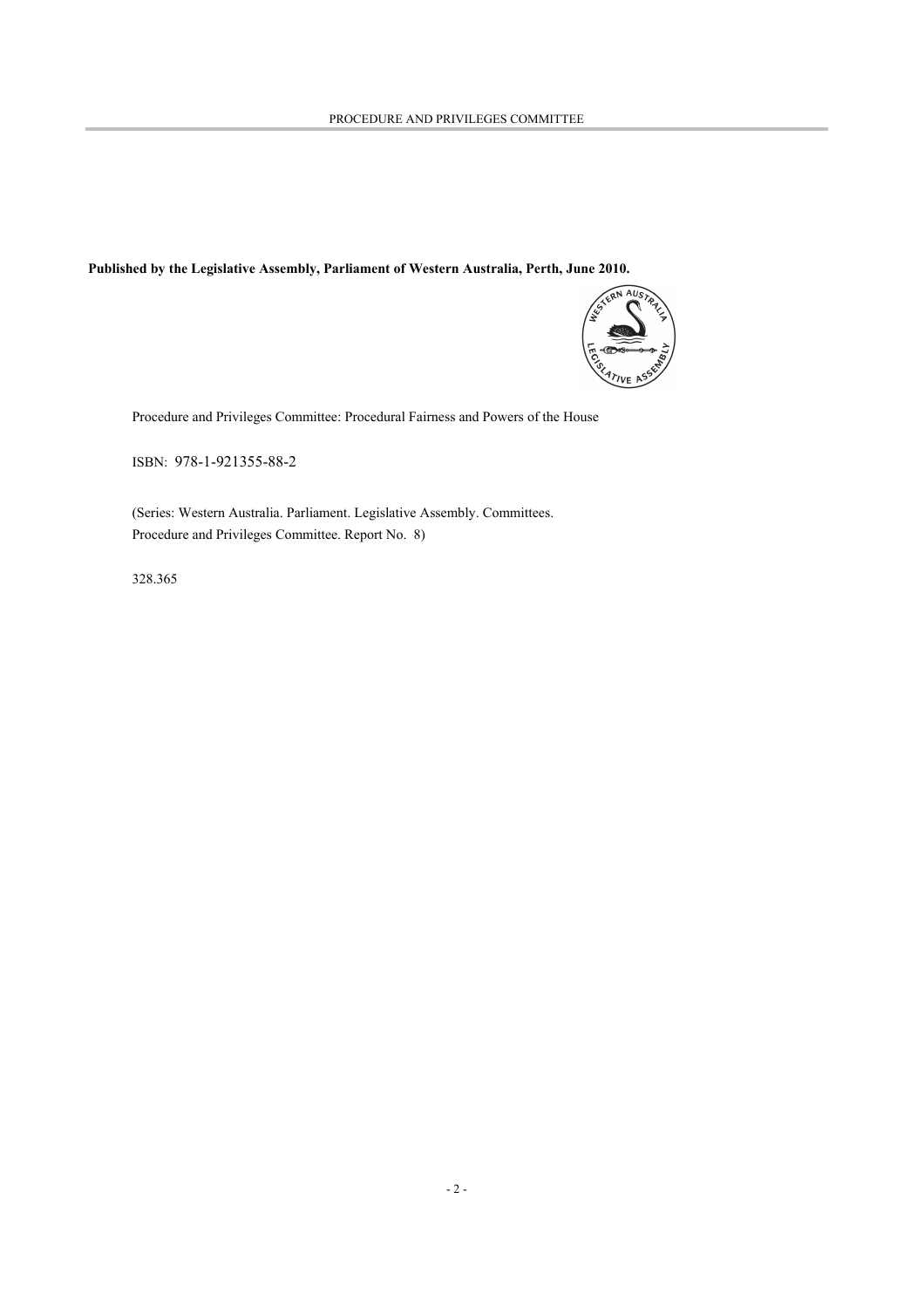**Published by the Legislative Assembly, Parliament of Western Australia, Perth, June 2010.**

Procedure and Privileges Committee: Procedural Fairness and Powers of the House

ISBN: 978-1-921355-88-2

(Series: Western Australia. Parliament. Legislative Assembly. Committees. Procedure and Privileges Committee. Report No. 8)

328.365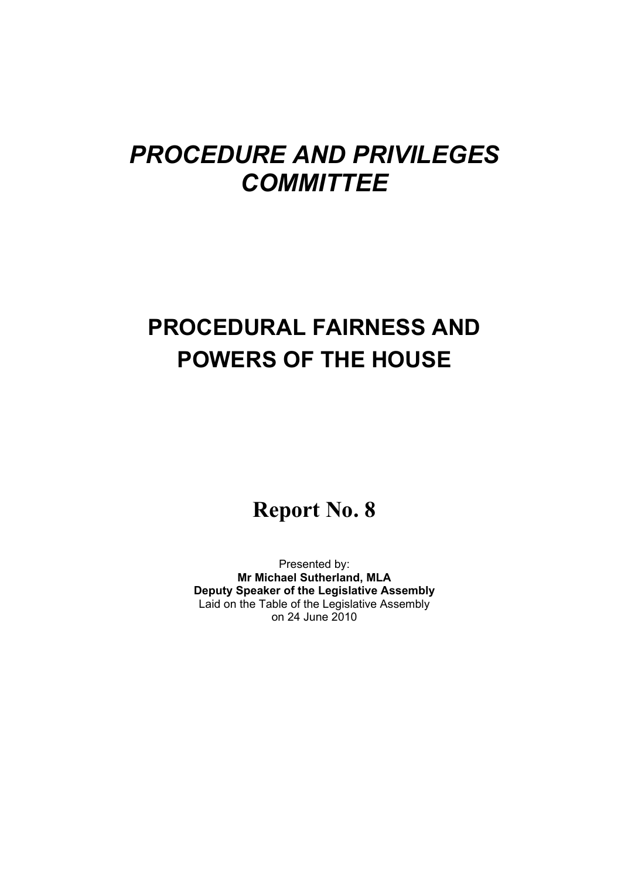# *PROCEDURE AND PRIVILEGES COMMITTEE*

# PROCEDURAL FAIRNESS AND POWERS OF THE HOUSE

## Report No. 8

Presented by:
**Mr Michael Sutherland, MLA**
**Deputy Speaker of the Legislative Assembly**
Laid on the Table of the Legislative Assembly
on 24 June 2010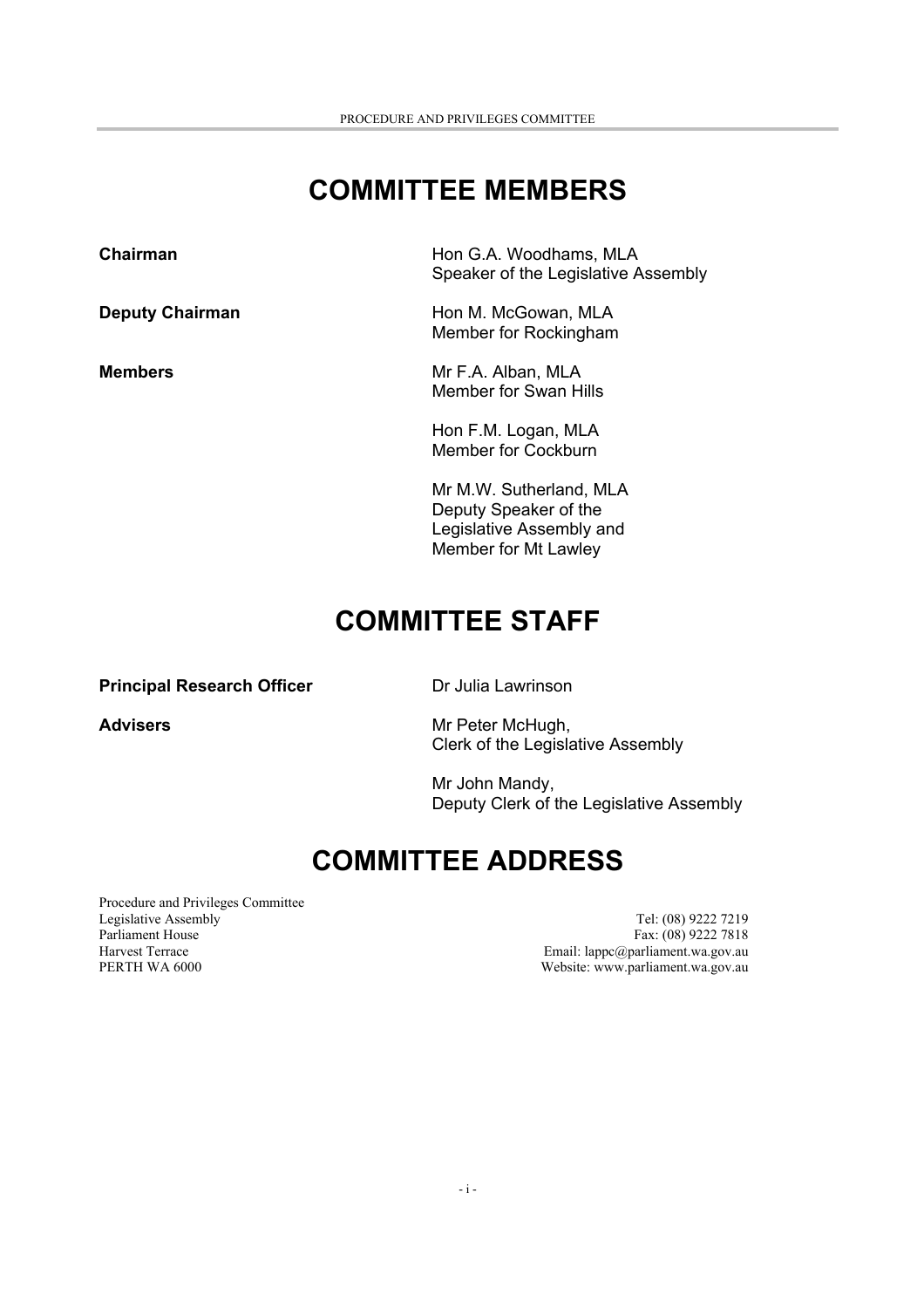# COMMITTEE MEMBERS

| | |
|---|---|
| **Chairman** | Hon G.A. Woodhams, MLA<br>Speaker of the Legislative Assembly |
| **Deputy Chairman** | Hon M. McGowan, MLA<br>Member for Rockingham |
| **Members** | Mr F.A. Alban, MLA<br>Member for Swan Hills |
| | Hon F.M. Logan, MLA<br>Member for Cockburn |
| | Mr M.W. Sutherland, MLA<br>Deputy Speaker of the Legislative Assembly and Member for Mt Lawley |

# COMMITTEE STAFF

| | |
|---|---|
| **Principal Research Officer** | Dr Julia Lawrinson |
| **Advisers** | Mr Peter McHugh,<br>Clerk of the Legislative Assembly |
| | Mr John Mandy,<br>Deputy Clerk of the Legislative Assembly |

# COMMITTEE ADDRESS

Procedure and Privileges Committee
Legislative Assembly
Parliament House
Harvest Terrace
PERTH WA 6000

Tel: (08) 9222 7219
Fax: (08) 9222 7818
Email: lappc@parliament.wa.gov.au
Website: www.parliament.wa.gov.au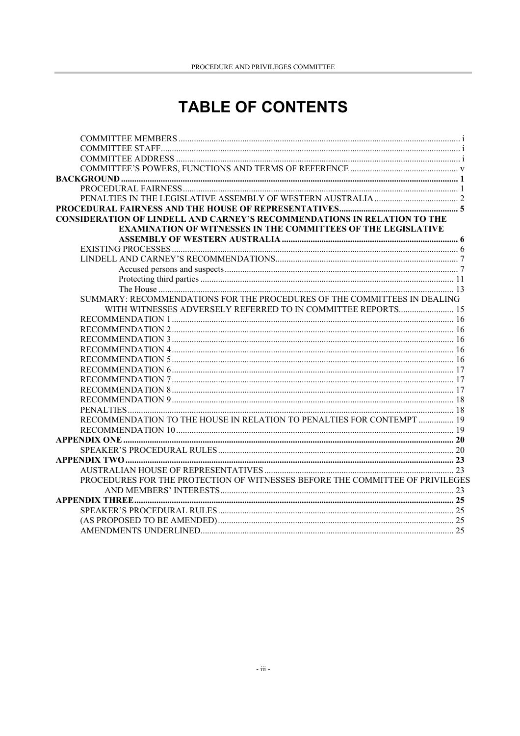# TABLE OF CONTENTS

COMMITTEE MEMBERS ... i
COMMITTEE STAFF ... i
COMMITTEE ADDRESS ... i
COMMITTEE'S POWERS, FUNCTIONS AND TERMS OF REFERENCE ... v

**BACKGROUND ... 1**

PROCEDURAL FAIRNESS ... 1
PENALTIES IN THE LEGISLATIVE ASSEMBLY OF WESTERN AUSTRALIA ... 2

**PROCEDURAL FAIRNESS AND THE HOUSE OF REPRESENTATIVES ... 5**

**CONSIDERATION OF LINDELL AND CARNEY'S RECOMMENDATIONS IN RELATION TO THE EXAMINATION OF WITNESSES IN THE COMMITTEES OF THE LEGISLATIVE ASSEMBLY OF WESTERN AUSTRALIA ... 6**

EXISTING PROCESSES ... 6
LINDELL AND CARNEY'S RECOMMENDATIONS ... 7
Accused persons and suspects ... 7
Protecting third parties ... 11
The House ... 13
SUMMARY: RECOMMENDATIONS FOR THE PROCEDURES OF THE COMMITTEES IN DEALING WITH WITNESSES ADVERSELY REFERRED TO IN COMMITTEE REPORTS ... 15
RECOMMENDATION 1 ... 16
RECOMMENDATION 2 ... 16
RECOMMENDATION 3 ... 16
RECOMMENDATION 4 ... 16
RECOMMENDATION 5 ... 16
RECOMMENDATION 6 ... 17
RECOMMENDATION 7 ... 17
RECOMMENDATION 8 ... 17
RECOMMENDATION 9 ... 18
PENALTIES ... 18
RECOMMENDATION TO THE HOUSE IN RELATION TO PENALTIES FOR CONTEMPT ... 19
RECOMMENDATION 10 ... 19

**APPENDIX ONE ... 20**

SPEAKER'S PROCEDURAL RULES ... 20

**APPENDIX TWO ... 23**

AUSTRALIAN HOUSE OF REPRESENTATIVES ... 23
PROCEDURES FOR THE PROTECTION OF WITNESSES BEFORE THE COMMITTEE OF PRIVILEGES AND MEMBERS' INTERESTS ... 23

**APPENDIX THREE ... 25**

SPEAKER'S PROCEDURAL RULES ... 25
(AS PROPOSED TO BE AMENDED) ... 25
AMENDMENTS UNDERLINED ... 25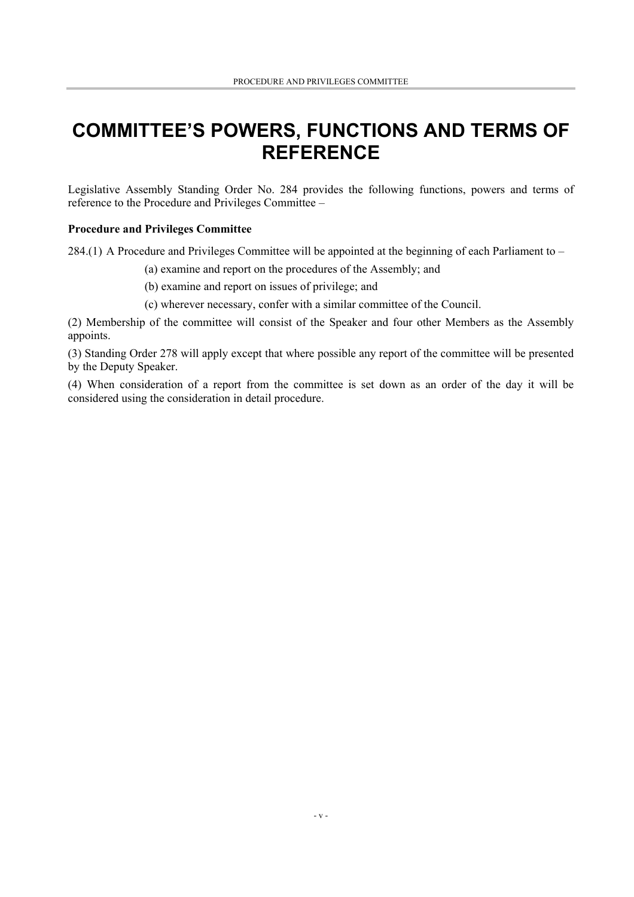# COMMITTEE'S POWERS, FUNCTIONS AND TERMS OF REFERENCE

Legislative Assembly Standing Order No. 284 provides the following functions, powers and terms of reference to the Procedure and Privileges Committee –

**Procedure and Privileges Committee**

284.(1) A Procedure and Privileges Committee will be appointed at the beginning of each Parliament to –

(a) examine and report on the procedures of the Assembly; and

(b) examine and report on issues of privilege; and

(c) wherever necessary, confer with a similar committee of the Council.

(2) Membership of the committee will consist of the Speaker and four other Members as the Assembly appoints.

(3) Standing Order 278 will apply except that where possible any report of the committee will be presented by the Deputy Speaker.

(4) When consideration of a report from the committee is set down as an order of the day it will be considered using the consideration in detail procedure.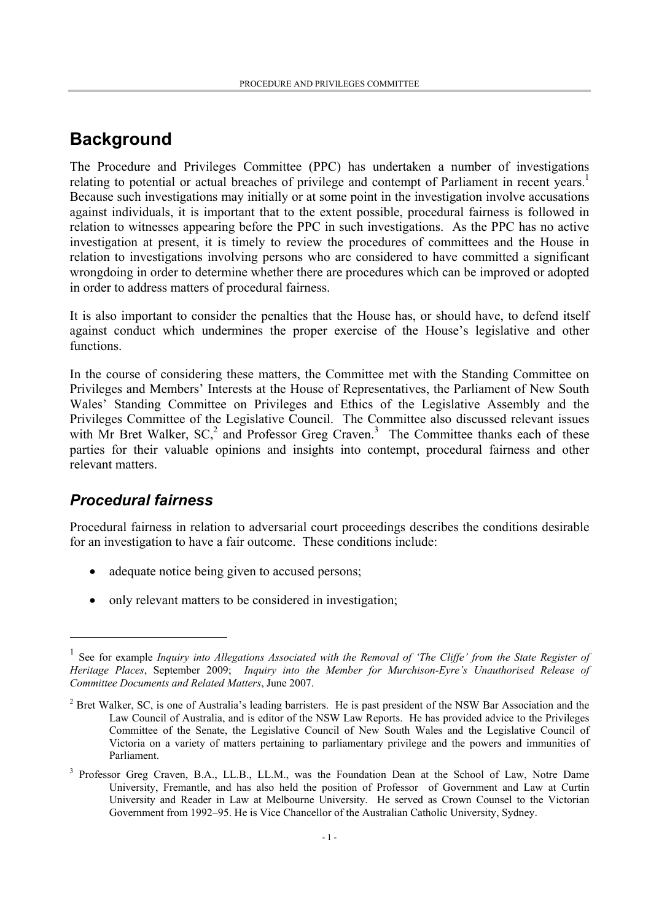# Background

The Procedure and Privileges Committee (PPC) has undertaken a number of investigations relating to potential or actual breaches of privilege and contempt of Parliament in recent years.[1] Because such investigations may initially or at some point in the investigation involve accusations against individuals, it is important that to the extent possible, procedural fairness is followed in relation to witnesses appearing before the PPC in such investigations. As the PPC has no active investigation at present, it is timely to review the procedures of committees and the House in relation to investigations involving persons who are considered to have committed a significant wrongdoing in order to determine whether there are procedures which can be improved or adopted in order to address matters of procedural fairness.

It is also important to consider the penalties that the House has, or should have, to defend itself against conduct which undermines the proper exercise of the House's legislative and other functions.

In the course of considering these matters, the Committee met with the Standing Committee on Privileges and Members' Interests at the House of Representatives, the Parliament of New South Wales' Standing Committee on Privileges and Ethics of the Legislative Assembly and the Privileges Committee of the Legislative Council. The Committee also discussed relevant issues with Mr Bret Walker, SC,[2] and Professor Greg Craven.[3] The Committee thanks each of these parties for their valuable opinions and insights into contempt, procedural fairness and other relevant matters.

## *Procedural fairness*

Procedural fairness in relation to adversarial court proceedings describes the conditions desirable for an investigation to have a fair outcome. These conditions include:

- adequate notice being given to accused persons;
- only relevant matters to be considered in investigation;

---

[1] See for example *Inquiry into Allegations Associated with the Removal of 'The Cliffe' from the State Register of Heritage Places*, September 2009; *Inquiry into the Member for Murchison-Eyre's Unauthorised Release of Committee Documents and Related Matters*, June 2007.

[2] Bret Walker, SC, is one of Australia's leading barristers. He is past president of the NSW Bar Association and the Law Council of Australia, and is editor of the NSW Law Reports. He has provided advice to the Privileges Committee of the Senate, the Legislative Council of New South Wales and the Legislative Council of Victoria on a variety of matters pertaining to parliamentary privilege and the powers and immunities of Parliament.

[3] Professor Greg Craven, B.A., LL.B., LL.M., was the Foundation Dean at the School of Law, Notre Dame University, Fremantle, and has also held the position of Professor of Government and Law at Curtin University and Reader in Law at Melbourne University. He served as Crown Counsel to the Victorian Government from 1992–95. He is Vice Chancellor of the Australian Catholic University, Sydney.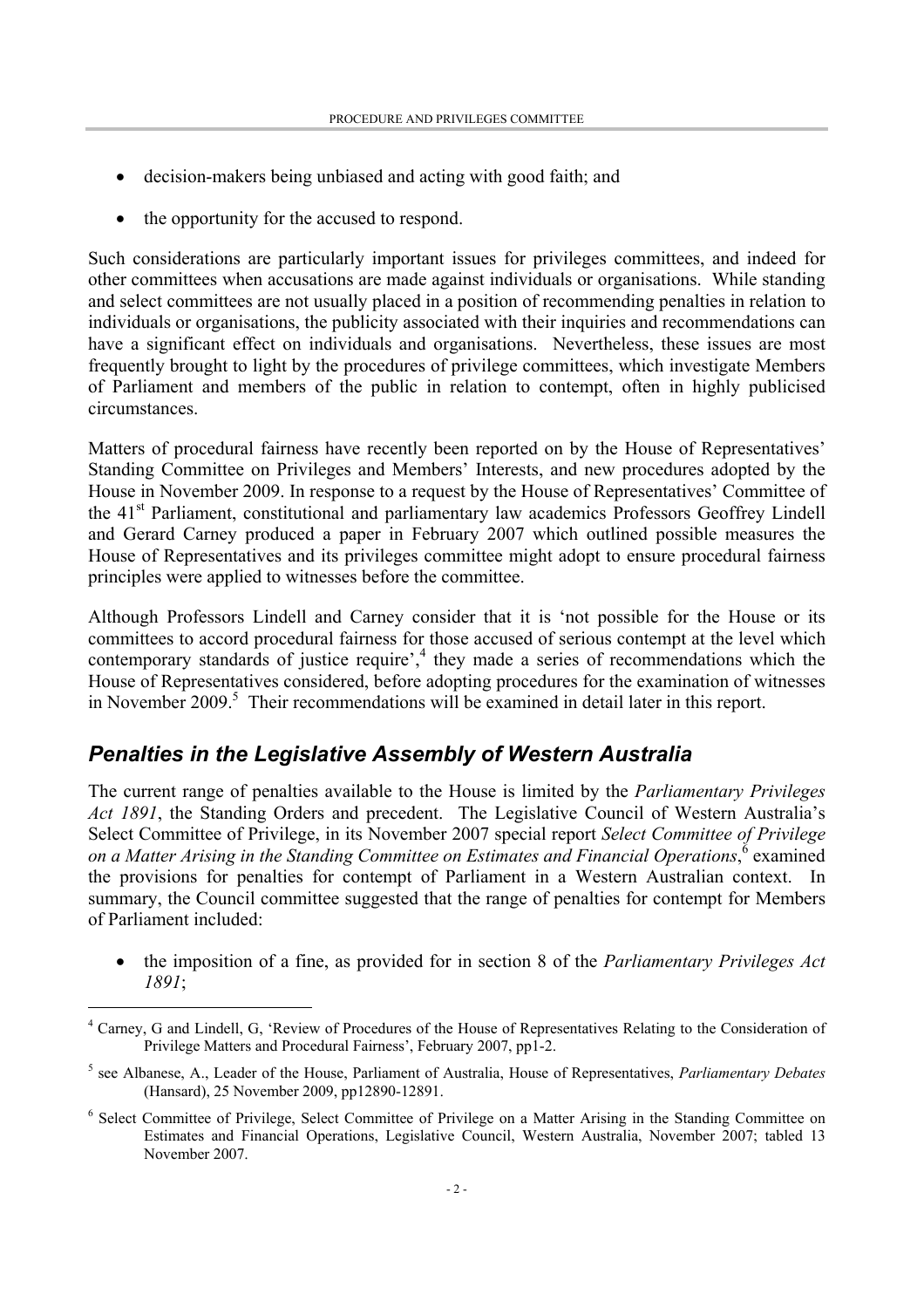- decision-makers being unbiased and acting with good faith; and
- the opportunity for the accused to respond.

Such considerations are particularly important issues for privileges committees, and indeed for other committees when accusations are made against individuals or organisations. While standing and select committees are not usually placed in a position of recommending penalties in relation to individuals or organisations, the publicity associated with their inquiries and recommendations can have a significant effect on individuals and organisations. Nevertheless, these issues are most frequently brought to light by the procedures of privilege committees, which investigate Members of Parliament and members of the public in relation to contempt, often in highly publicised circumstances.

Matters of procedural fairness have recently been reported on by the House of Representatives' Standing Committee on Privileges and Members' Interests, and new procedures adopted by the House in November 2009. In response to a request by the House of Representatives' Committee of the 41st Parliament, constitutional and parliamentary law academics Professors Geoffrey Lindell and Gerard Carney produced a paper in February 2007 which outlined possible measures the House of Representatives and its privileges committee might adopt to ensure procedural fairness principles were applied to witnesses before the committee.

Although Professors Lindell and Carney consider that it is 'not possible for the House or its committees to accord procedural fairness for those accused of serious contempt at the level which contemporary standards of justice require',[4] they made a series of recommendations which the House of Representatives considered, before adopting procedures for the examination of witnesses in November 2009.[5] Their recommendations will be examined in detail later in this report.

## *Penalties in the Legislative Assembly of Western Australia*

The current range of penalties available to the House is limited by the *Parliamentary Privileges Act 1891*, the Standing Orders and precedent. The Legislative Council of Western Australia's Select Committee of Privilege, in its November 2007 special report *Select Committee of Privilege on a Matter Arising in the Standing Committee on Estimates and Financial Operations*,[6] examined the provisions for penalties for contempt of Parliament in a Western Australian context. In summary, the Council committee suggested that the range of penalties for contempt for Members of Parliament included:

- the imposition of a fine, as provided for in section 8 of the *Parliamentary Privileges Act 1891*;

---

[4] Carney, G and Lindell, G, 'Review of Procedures of the House of Representatives Relating to the Consideration of Privilege Matters and Procedural Fairness', February 2007, pp1-2.

[5] see Albanese, A., Leader of the House, Parliament of Australia, House of Representatives, *Parliamentary Debates* (Hansard), 25 November 2009, pp12890-12891.

[6] Select Committee of Privilege, Select Committee of Privilege on a Matter Arising in the Standing Committee on Estimates and Financial Operations, Legislative Council, Western Australia, November 2007; tabled 13 November 2007.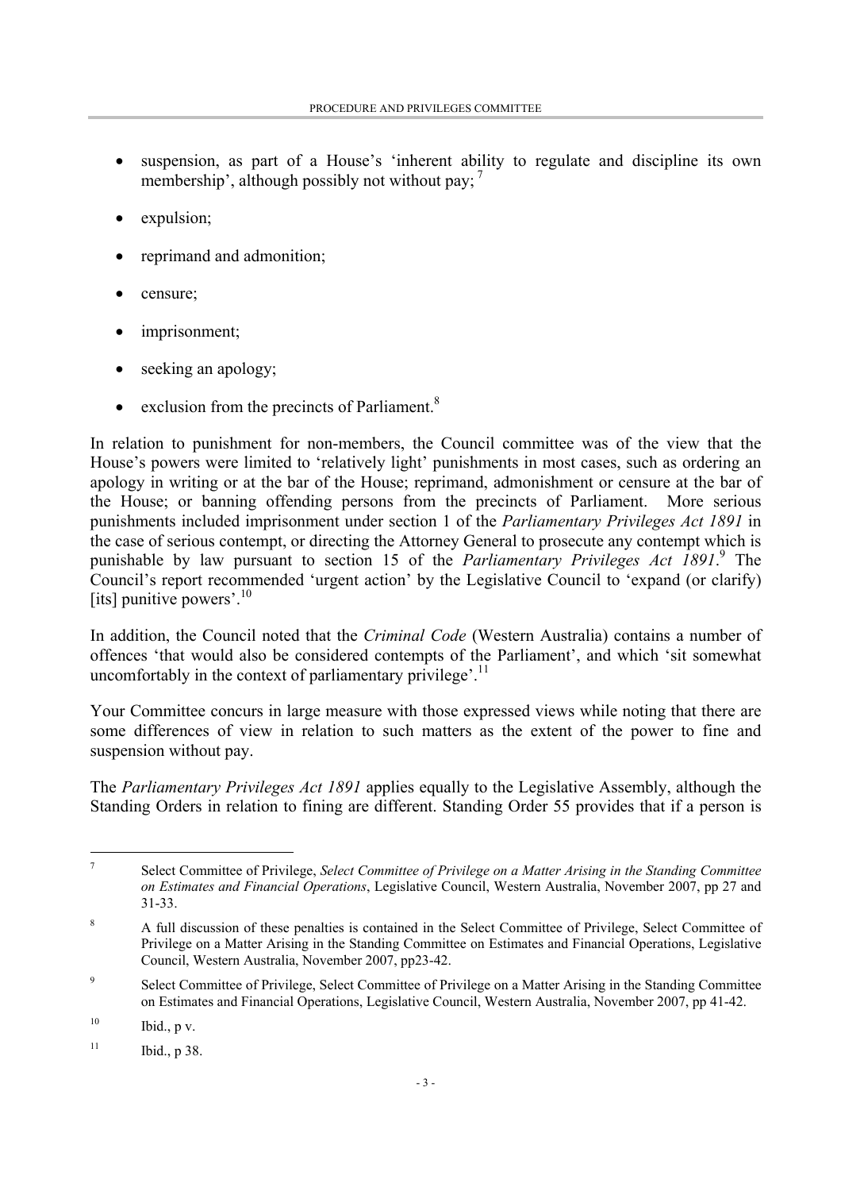- suspension, as part of a House's 'inherent ability to regulate and discipline its own membership', although possibly not without pay; [7]
- expulsion;
- reprimand and admonition;
- censure;
- imprisonment;
- seeking an apology;
- exclusion from the precincts of Parliament.[8]

In relation to punishment for non-members, the Council committee was of the view that the House's powers were limited to 'relatively light' punishments in most cases, such as ordering an apology in writing or at the bar of the House; reprimand, admonishment or censure at the bar of the House; or banning offending persons from the precincts of Parliament. More serious punishments included imprisonment under section 1 of the *Parliamentary Privileges Act 1891* in the case of serious contempt, or directing the Attorney General to prosecute any contempt which is punishable by law pursuant to section 15 of the *Parliamentary Privileges Act 1891*.[9] The Council's report recommended 'urgent action' by the Legislative Council to 'expand (or clarify) [its] punitive powers'.[10]

In addition, the Council noted that the *Criminal Code* (Western Australia) contains a number of offences 'that would also be considered contempts of the Parliament', and which 'sit somewhat uncomfortably in the context of parliamentary privilege'.[11]

Your Committee concurs in large measure with those expressed views while noting that there are some differences of view in relation to such matters as the extent of the power to fine and suspension without pay.

The *Parliamentary Privileges Act 1891* applies equally to the Legislative Assembly, although the Standing Orders in relation to fining are different. Standing Order 55 provides that if a person is

---

[7] Select Committee of Privilege, *Select Committee of Privilege on a Matter Arising in the Standing Committee on Estimates and Financial Operations*, Legislative Council, Western Australia, November 2007, pp 27 and 31-33.

[8] A full discussion of these penalties is contained in the Select Committee of Privilege, Select Committee of Privilege on a Matter Arising in the Standing Committee on Estimates and Financial Operations, Legislative Council, Western Australia, November 2007, pp23-42.

[9] Select Committee of Privilege, Select Committee of Privilege on a Matter Arising in the Standing Committee on Estimates and Financial Operations, Legislative Council, Western Australia, November 2007, pp 41-42.

[10] Ibid., p v.

[11] Ibid., p 38.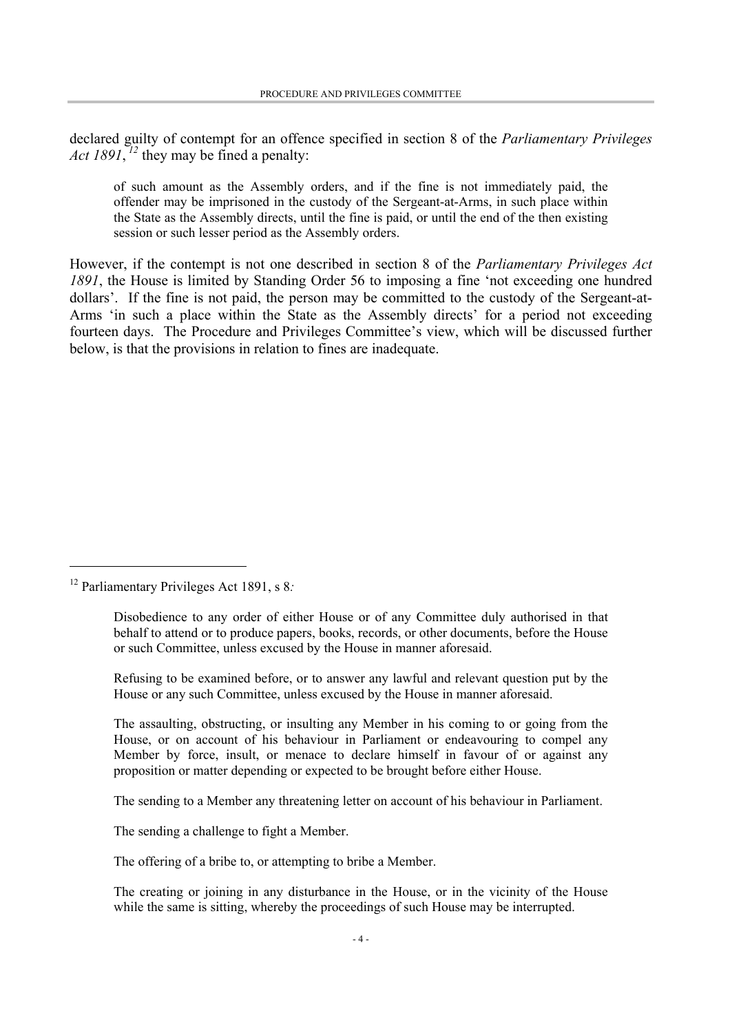declared guilty of contempt for an offence specified in section 8 of the *Parliamentary Privileges Act 1891*,[12] they may be fined a penalty:

> of such amount as the Assembly orders, and if the fine is not immediately paid, the offender may be imprisoned in the custody of the Sergeant-at-Arms, in such place within the State as the Assembly directs, until the fine is paid, or until the end of the then existing session or such lesser period as the Assembly orders.

However, if the contempt is not one described in section 8 of the *Parliamentary Privileges Act 1891*, the House is limited by Standing Order 56 to imposing a fine 'not exceeding one hundred dollars'. If the fine is not paid, the person may be committed to the custody of the Sergeant-at-Arms 'in such a place within the State as the Assembly directs' for a period not exceeding fourteen days. The Procedure and Privileges Committee's view, which will be discussed further below, is that the provisions in relation to fines are inadequate.

---

[12] Parliamentary Privileges Act 1891, s 8*:*

> Disobedience to any order of either House or of any Committee duly authorised in that behalf to attend or to produce papers, books, records, or other documents, before the House or such Committee, unless excused by the House in manner aforesaid.
>
> Refusing to be examined before, or to answer any lawful and relevant question put by the House or any such Committee, unless excused by the House in manner aforesaid.
>
> The assaulting, obstructing, or insulting any Member in his coming to or going from the House, or on account of his behaviour in Parliament or endeavouring to compel any Member by force, insult, or menace to declare himself in favour of or against any proposition or matter depending or expected to be brought before either House.
>
> The sending to a Member any threatening letter on account of his behaviour in Parliament.
>
> The sending a challenge to fight a Member.
>
> The offering of a bribe to, or attempting to bribe a Member.
>
> The creating or joining in any disturbance in the House, or in the vicinity of the House while the same is sitting, whereby the proceedings of such House may be interrupted.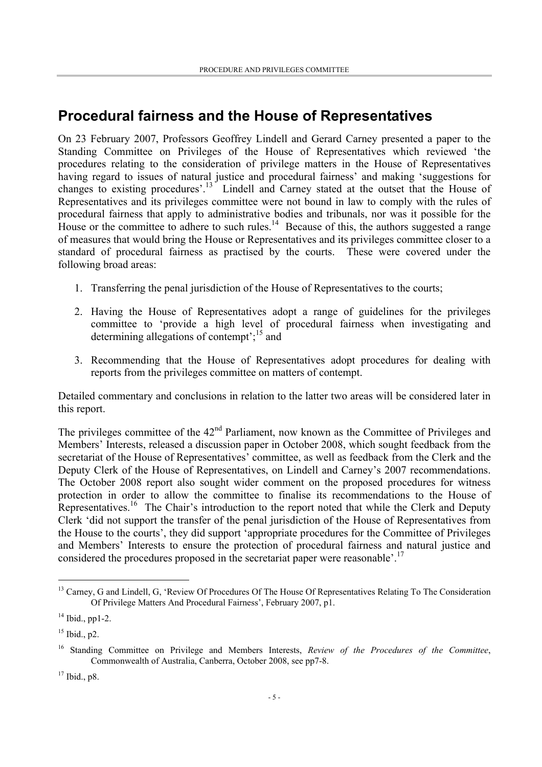## Procedural fairness and the House of Representatives

On 23 February 2007, Professors Geoffrey Lindell and Gerard Carney presented a paper to the Standing Committee on Privileges of the House of Representatives which reviewed 'the procedures relating to the consideration of privilege matters in the House of Representatives having regard to issues of natural justice and procedural fairness' and making 'suggestions for changes to existing procedures'.[13] Lindell and Carney stated at the outset that the House of Representatives and its privileges committee were not bound in law to comply with the rules of procedural fairness that apply to administrative bodies and tribunals, nor was it possible for the House or the committee to adhere to such rules.[14] Because of this, the authors suggested a range of measures that would bring the House or Representatives and its privileges committee closer to a standard of procedural fairness as practised by the courts. These were covered under the following broad areas:

1. Transferring the penal jurisdiction of the House of Representatives to the courts;

2. Having the House of Representatives adopt a range of guidelines for the privileges committee to 'provide a high level of procedural fairness when investigating and determining allegations of contempt';[15] and

3. Recommending that the House of Representatives adopt procedures for dealing with reports from the privileges committee on matters of contempt.

Detailed commentary and conclusions in relation to the latter two areas will be considered later in this report.

The privileges committee of the 42nd Parliament, now known as the Committee of Privileges and Members' Interests, released a discussion paper in October 2008, which sought feedback from the secretariat of the House of Representatives' committee, as well as feedback from the Clerk and the Deputy Clerk of the House of Representatives, on Lindell and Carney's 2007 recommendations. The October 2008 report also sought wider comment on the proposed procedures for witness protection in order to allow the committee to finalise its recommendations to the House of Representatives.[16] The Chair's introduction to the report noted that while the Clerk and Deputy Clerk 'did not support the transfer of the penal jurisdiction of the House of Representatives from the House to the courts', they did support 'appropriate procedures for the Committee of Privileges and Members' Interests to ensure the protection of procedural fairness and natural justice and considered the procedures proposed in the secretariat paper were reasonable'.[17]

---

[13] Carney, G and Lindell, G, 'Review Of Procedures Of The House Of Representatives Relating To The Consideration Of Privilege Matters And Procedural Fairness', February 2007, p1.

[14] Ibid., pp1-2.

[15] Ibid., p2.

[16] Standing Committee on Privilege and Members Interests, *Review of the Procedures of the Committee*, Commonwealth of Australia, Canberra, October 2008, see pp7-8.

[17] Ibid., p8.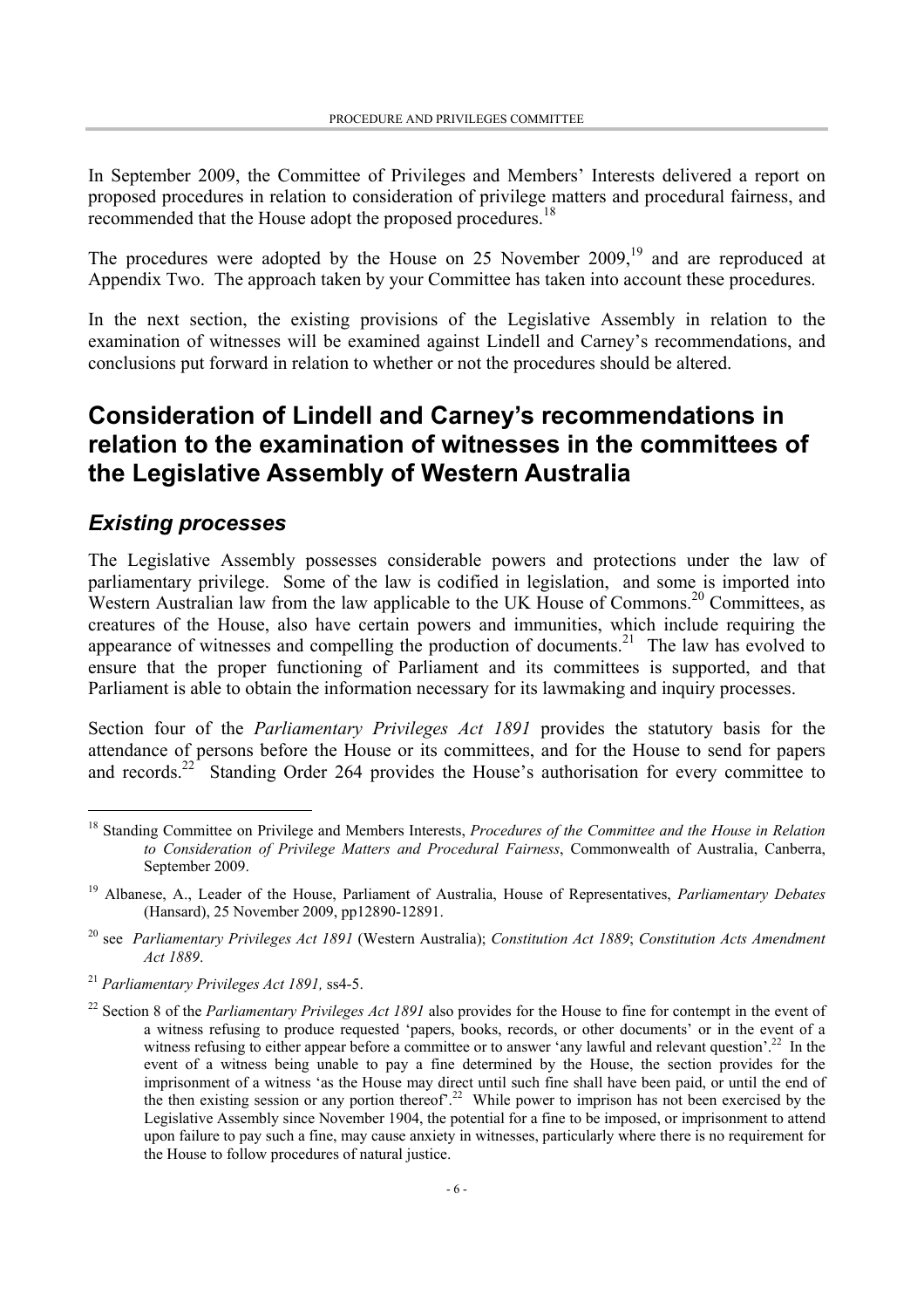In September 2009, the Committee of Privileges and Members' Interests delivered a report on proposed procedures in relation to consideration of privilege matters and procedural fairness, and recommended that the House adopt the proposed procedures.[18]

The procedures were adopted by the House on 25 November 2009,[19] and are reproduced at Appendix Two. The approach taken by your Committee has taken into account these procedures.

In the next section, the existing provisions of the Legislative Assembly in relation to the examination of witnesses will be examined against Lindell and Carney's recommendations, and conclusions put forward in relation to whether or not the procedures should be altered.

# Consideration of Lindell and Carney's recommendations in relation to the examination of witnesses in the committees of the Legislative Assembly of Western Australia

## *Existing processes*

The Legislative Assembly possesses considerable powers and protections under the law of parliamentary privilege. Some of the law is codified in legislation, and some is imported into Western Australian law from the law applicable to the UK House of Commons.[20] Committees, as creatures of the House, also have certain powers and immunities, which include requiring the appearance of witnesses and compelling the production of documents.[21] The law has evolved to ensure that the proper functioning of Parliament and its committees is supported, and that Parliament is able to obtain the information necessary for its lawmaking and inquiry processes.

Section four of the *Parliamentary Privileges Act 1891* provides the statutory basis for the attendance of persons before the House or its committees, and for the House to send for papers and records.[22] Standing Order 264 provides the House's authorisation for every committee to

---

[18] Standing Committee on Privilege and Members Interests, *Procedures of the Committee and the House in Relation to Consideration of Privilege Matters and Procedural Fairness*, Commonwealth of Australia, Canberra, September 2009.

[19] Albanese, A., Leader of the House, Parliament of Australia, House of Representatives, *Parliamentary Debates* (Hansard), 25 November 2009, pp12890-12891.

[20] see *Parliamentary Privileges Act 1891* (Western Australia); *Constitution Act 1889*; *Constitution Acts Amendment Act 1889*.

[21] *Parliamentary Privileges Act 1891,* ss4-5.

[22] Section 8 of the *Parliamentary Privileges Act 1891* also provides for the House to fine for contempt in the event of a witness refusing to produce requested 'papers, books, records, or other documents' or in the event of a witness refusing to either appear before a committee or to answer 'any lawful and relevant question'.[22] In the event of a witness being unable to pay a fine determined by the House, the section provides for the imprisonment of a witness 'as the House may direct until such fine shall have been paid, or until the end of the then existing session or any portion thereof'.[22] While power to imprison has not been exercised by the Legislative Assembly since November 1904, the potential for a fine to be imposed, or imprisonment to attend upon failure to pay such a fine, may cause anxiety in witnesses, particularly where there is no requirement for the House to follow procedures of natural justice.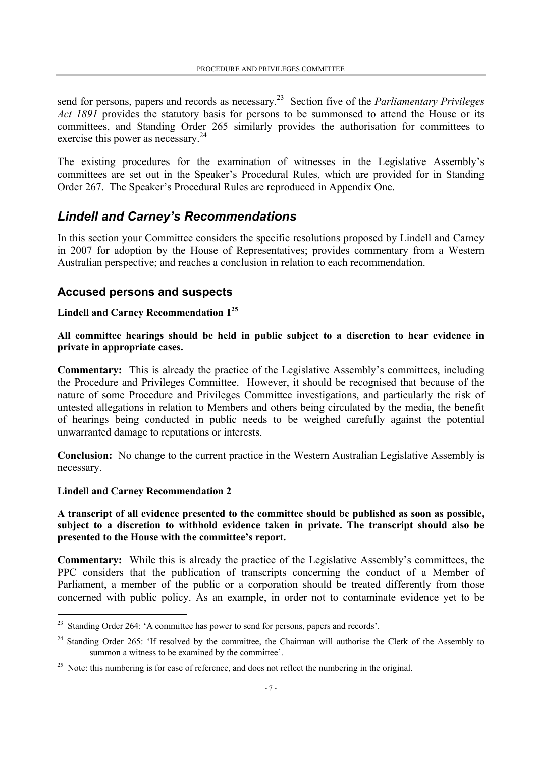send for persons, papers and records as necessary.[23] Section five of the *Parliamentary Privileges Act 1891* provides the statutory basis for persons to be summonsed to attend the House or its committees, and Standing Order 265 similarly provides the authorisation for committees to exercise this power as necessary.[24]

The existing procedures for the examination of witnesses in the Legislative Assembly's committees are set out in the Speaker's Procedural Rules, which are provided for in Standing Order 267. The Speaker's Procedural Rules are reproduced in Appendix One.

## *Lindell and Carney's Recommendations*

In this section your Committee considers the specific resolutions proposed by Lindell and Carney in 2007 for adoption by the House of Representatives; provides commentary from a Western Australian perspective; and reaches a conclusion in relation to each recommendation.

### Accused persons and suspects

**Lindell and Carney Recommendation 1[25]**

**All committee hearings should be held in public subject to a discretion to hear evidence in private in appropriate cases.**

**Commentary:** This is already the practice of the Legislative Assembly's committees, including the Procedure and Privileges Committee. However, it should be recognised that because of the nature of some Procedure and Privileges Committee investigations, and particularly the risk of untested allegations in relation to Members and others being circulated by the media, the benefit of hearings being conducted in public needs to be weighed carefully against the potential unwarranted damage to reputations or interests.

**Conclusion:** No change to the current practice in the Western Australian Legislative Assembly is necessary.

**Lindell and Carney Recommendation 2**

**A transcript of all evidence presented to the committee should be published as soon as possible, subject to a discretion to withhold evidence taken in private. The transcript should also be presented to the House with the committee's report.**

**Commentary:** While this is already the practice of the Legislative Assembly's committees, the PPC considers that the publication of transcripts concerning the conduct of a Member of Parliament, a member of the public or a corporation should be treated differently from those concerned with public policy. As an example, in order not to contaminate evidence yet to be

---

[23] Standing Order 264: 'A committee has power to send for persons, papers and records'.

[24] Standing Order 265: 'If resolved by the committee, the Chairman will authorise the Clerk of the Assembly to summon a witness to be examined by the committee'.

[25] Note: this numbering is for ease of reference, and does not reflect the numbering in the original.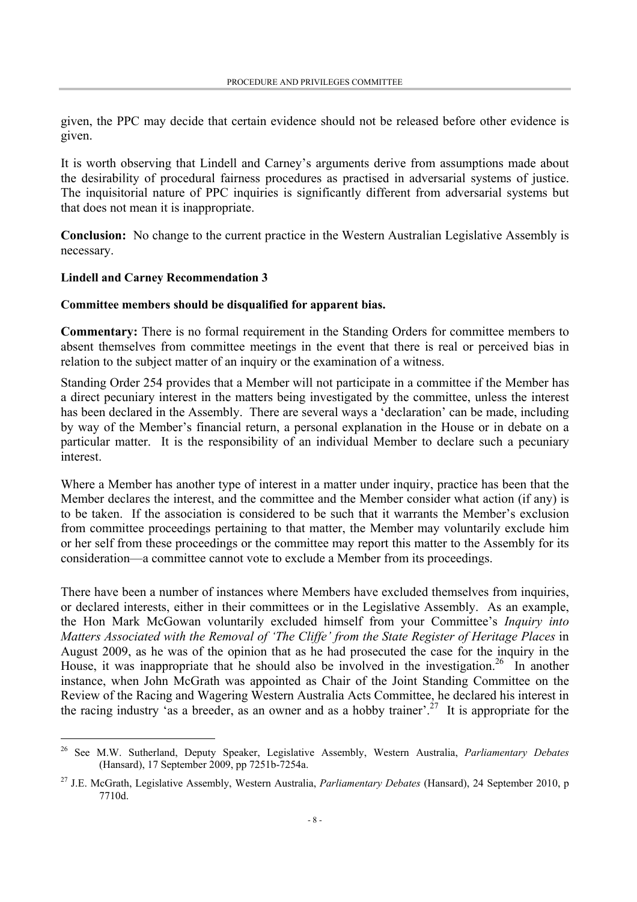given, the PPC may decide that certain evidence should not be released before other evidence is given.

It is worth observing that Lindell and Carney's arguments derive from assumptions made about the desirability of procedural fairness procedures as practised in adversarial systems of justice. The inquisitorial nature of PPC inquiries is significantly different from adversarial systems but that does not mean it is inappropriate.

**Conclusion:** No change to the current practice in the Western Australian Legislative Assembly is necessary.

**Lindell and Carney Recommendation 3**

**Committee members should be disqualified for apparent bias.**

**Commentary:** There is no formal requirement in the Standing Orders for committee members to absent themselves from committee meetings in the event that there is real or perceived bias in relation to the subject matter of an inquiry or the examination of a witness.

Standing Order 254 provides that a Member will not participate in a committee if the Member has a direct pecuniary interest in the matters being investigated by the committee, unless the interest has been declared in the Assembly. There are several ways a 'declaration' can be made, including by way of the Member's financial return, a personal explanation in the House or in debate on a particular matter. It is the responsibility of an individual Member to declare such a pecuniary interest.

Where a Member has another type of interest in a matter under inquiry, practice has been that the Member declares the interest, and the committee and the Member consider what action (if any) is to be taken. If the association is considered to be such that it warrants the Member's exclusion from committee proceedings pertaining to that matter, the Member may voluntarily exclude him or her self from these proceedings or the committee may report this matter to the Assembly for its consideration—a committee cannot vote to exclude a Member from its proceedings.

There have been a number of instances where Members have excluded themselves from inquiries, or declared interests, either in their committees or in the Legislative Assembly. As an example, the Hon Mark McGowan voluntarily excluded himself from your Committee's *Inquiry into Matters Associated with the Removal of 'The Cliffe' from the State Register of Heritage Places* in August 2009, as he was of the opinion that as he had prosecuted the case for the inquiry in the House, it was inappropriate that he should also be involved in the investigation.[26] In another instance, when John McGrath was appointed as Chair of the Joint Standing Committee on the Review of the Racing and Wagering Western Australia Acts Committee, he declared his interest in the racing industry 'as a breeder, as an owner and as a hobby trainer'.[27] It is appropriate for the

---

[26] See M.W. Sutherland, Deputy Speaker, Legislative Assembly, Western Australia, *Parliamentary Debates* (Hansard), 17 September 2009, pp 7251b-7254a.

[27] J.E. McGrath, Legislative Assembly, Western Australia, *Parliamentary Debates* (Hansard), 24 September 2010, p 7710d.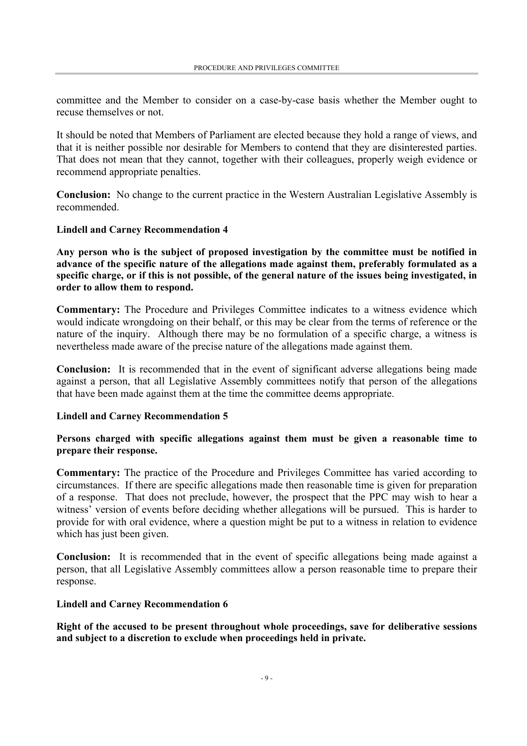committee and the Member to consider on a case-by-case basis whether the Member ought to recuse themselves or not.

It should be noted that Members of Parliament are elected because they hold a range of views, and that it is neither possible nor desirable for Members to contend that they are disinterested parties. That does not mean that they cannot, together with their colleagues, properly weigh evidence or recommend appropriate penalties.

**Conclusion:** No change to the current practice in the Western Australian Legislative Assembly is recommended.

**Lindell and Carney Recommendation 4**

**Any person who is the subject of proposed investigation by the committee must be notified in advance of the specific nature of the allegations made against them, preferably formulated as a specific charge, or if this is not possible, of the general nature of the issues being investigated, in order to allow them to respond.**

**Commentary:** The Procedure and Privileges Committee indicates to a witness evidence which would indicate wrongdoing on their behalf, or this may be clear from the terms of reference or the nature of the inquiry. Although there may be no formulation of a specific charge, a witness is nevertheless made aware of the precise nature of the allegations made against them.

**Conclusion:** It is recommended that in the event of significant adverse allegations being made against a person, that all Legislative Assembly committees notify that person of the allegations that have been made against them at the time the committee deems appropriate.

**Lindell and Carney Recommendation 5**

**Persons charged with specific allegations against them must be given a reasonable time to prepare their response.**

**Commentary:** The practice of the Procedure and Privileges Committee has varied according to circumstances. If there are specific allegations made then reasonable time is given for preparation of a response. That does not preclude, however, the prospect that the PPC may wish to hear a witness' version of events before deciding whether allegations will be pursued. This is harder to provide for with oral evidence, where a question might be put to a witness in relation to evidence which has just been given.

**Conclusion:** It is recommended that in the event of specific allegations being made against a person, that all Legislative Assembly committees allow a person reasonable time to prepare their response.

**Lindell and Carney Recommendation 6**

**Right of the accused to be present throughout whole proceedings, save for deliberative sessions and subject to a discretion to exclude when proceedings held in private.**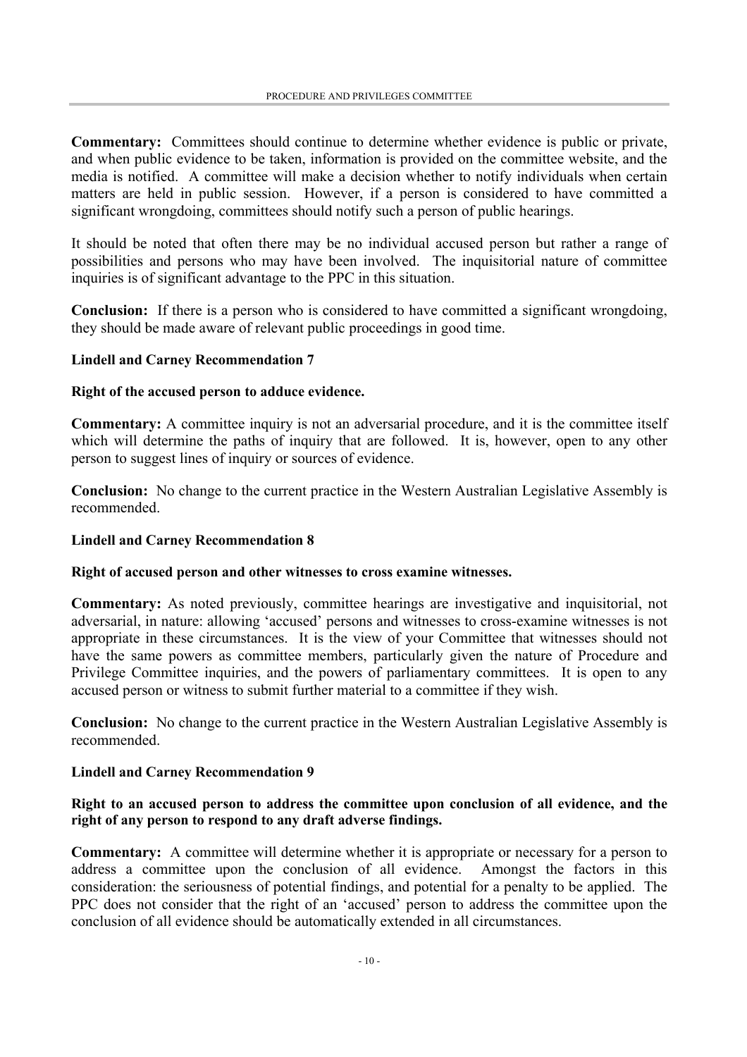**Commentary:** Committees should continue to determine whether evidence is public or private, and when public evidence to be taken, information is provided on the committee website, and the media is notified. A committee will make a decision whether to notify individuals when certain matters are held in public session. However, if a person is considered to have committed a significant wrongdoing, committees should notify such a person of public hearings.

It should be noted that often there may be no individual accused person but rather a range of possibilities and persons who may have been involved. The inquisitorial nature of committee inquiries is of significant advantage to the PPC in this situation.

**Conclusion:** If there is a person who is considered to have committed a significant wrongdoing, they should be made aware of relevant public proceedings in good time.

**Lindell and Carney Recommendation 7**

**Right of the accused person to adduce evidence.**

**Commentary:** A committee inquiry is not an adversarial procedure, and it is the committee itself which will determine the paths of inquiry that are followed. It is, however, open to any other person to suggest lines of inquiry or sources of evidence.

**Conclusion:** No change to the current practice in the Western Australian Legislative Assembly is recommended.

**Lindell and Carney Recommendation 8**

**Right of accused person and other witnesses to cross examine witnesses.**

**Commentary:** As noted previously, committee hearings are investigative and inquisitorial, not adversarial, in nature: allowing 'accused' persons and witnesses to cross-examine witnesses is not appropriate in these circumstances. It is the view of your Committee that witnesses should not have the same powers as committee members, particularly given the nature of Procedure and Privilege Committee inquiries, and the powers of parliamentary committees. It is open to any accused person or witness to submit further material to a committee if they wish.

**Conclusion:** No change to the current practice in the Western Australian Legislative Assembly is recommended.

**Lindell and Carney Recommendation 9**

**Right to an accused person to address the committee upon conclusion of all evidence, and the right of any person to respond to any draft adverse findings.**

**Commentary:** A committee will determine whether it is appropriate or necessary for a person to address a committee upon the conclusion of all evidence. Amongst the factors in this consideration: the seriousness of potential findings, and potential for a penalty to be applied. The PPC does not consider that the right of an 'accused' person to address the committee upon the conclusion of all evidence should be automatically extended in all circumstances.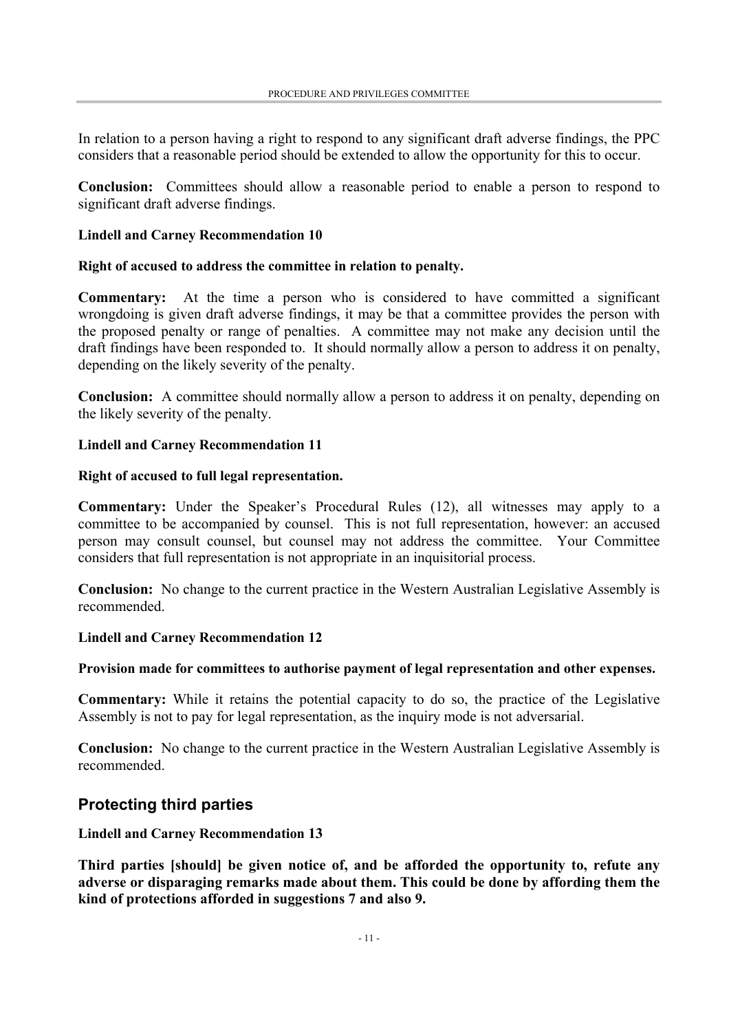In relation to a person having a right to respond to any significant draft adverse findings, the PPC considers that a reasonable period should be extended to allow the opportunity for this to occur.

**Conclusion:** Committees should allow a reasonable period to enable a person to respond to significant draft adverse findings.

**Lindell and Carney Recommendation 10**

**Right of accused to address the committee in relation to penalty.**

**Commentary:** At the time a person who is considered to have committed a significant wrongdoing is given draft adverse findings, it may be that a committee provides the person with the proposed penalty or range of penalties. A committee may not make any decision until the draft findings have been responded to. It should normally allow a person to address it on penalty, depending on the likely severity of the penalty.

**Conclusion:** A committee should normally allow a person to address it on penalty, depending on the likely severity of the penalty.

**Lindell and Carney Recommendation 11**

**Right of accused to full legal representation.**

**Commentary:** Under the Speaker's Procedural Rules (12), all witnesses may apply to a committee to be accompanied by counsel. This is not full representation, however: an accused person may consult counsel, but counsel may not address the committee. Your Committee considers that full representation is not appropriate in an inquisitorial process.

**Conclusion:** No change to the current practice in the Western Australian Legislative Assembly is recommended.

**Lindell and Carney Recommendation 12**

**Provision made for committees to authorise payment of legal representation and other expenses.**

**Commentary:** While it retains the potential capacity to do so, the practice of the Legislative Assembly is not to pay for legal representation, as the inquiry mode is not adversarial.

**Conclusion:** No change to the current practice in the Western Australian Legislative Assembly is recommended.

## Protecting third parties

**Lindell and Carney Recommendation 13**

**Third parties [should] be given notice of, and be afforded the opportunity to, refute any adverse or disparaging remarks made about them. This could be done by affording them the kind of protections afforded in suggestions 7 and also 9.**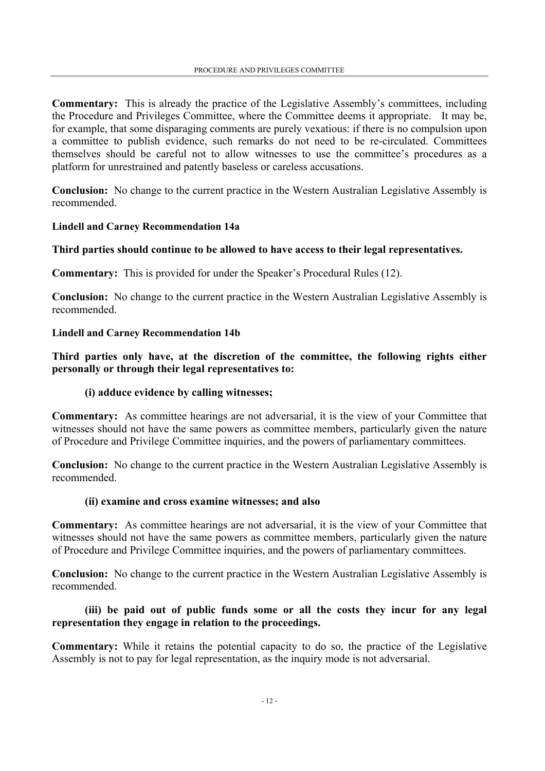**Commentary:** This is already the practice of the Legislative Assembly's committees, including the Procedure and Privileges Committee, where the Committee deems it appropriate. It may be, for example, that some disparaging comments are purely vexatious: if there is no compulsion upon a committee to publish evidence, such remarks do not need to be re-circulated. Committees themselves should be careful not to allow witnesses to use the committee's procedures as a platform for unrestrained and patently baseless or careless accusations.

**Conclusion:** No change to the current practice in the Western Australian Legislative Assembly is recommended.

**Lindell and Carney Recommendation 14a**

**Third parties should continue to be allowed to have access to their legal representatives.**

**Commentary:** This is provided for under the Speaker's Procedural Rules (12).

**Conclusion:** No change to the current practice in the Western Australian Legislative Assembly is recommended.

**Lindell and Carney Recommendation 14b**

**Third parties only have, at the discretion of the committee, the following rights either personally or through their legal representatives to:**

**(i) adduce evidence by calling witnesses;**

**Commentary:** As committee hearings are not adversarial, it is the view of your Committee that witnesses should not have the same powers as committee members, particularly given the nature of Procedure and Privilege Committee inquiries, and the powers of parliamentary committees.

**Conclusion:** No change to the current practice in the Western Australian Legislative Assembly is recommended.

**(ii) examine and cross examine witnesses; and also**

**Commentary:** As committee hearings are not adversarial, it is the view of your Committee that witnesses should not have the same powers as committee members, particularly given the nature of Procedure and Privilege Committee inquiries, and the powers of parliamentary committees.

**Conclusion:** No change to the current practice in the Western Australian Legislative Assembly is recommended.

**(iii) be paid out of public funds some or all the costs they incur for any legal representation they engage in relation to the proceedings.**

**Commentary:** While it retains the potential capacity to do so, the practice of the Legislative Assembly is not to pay for legal representation, as the inquiry mode is not adversarial.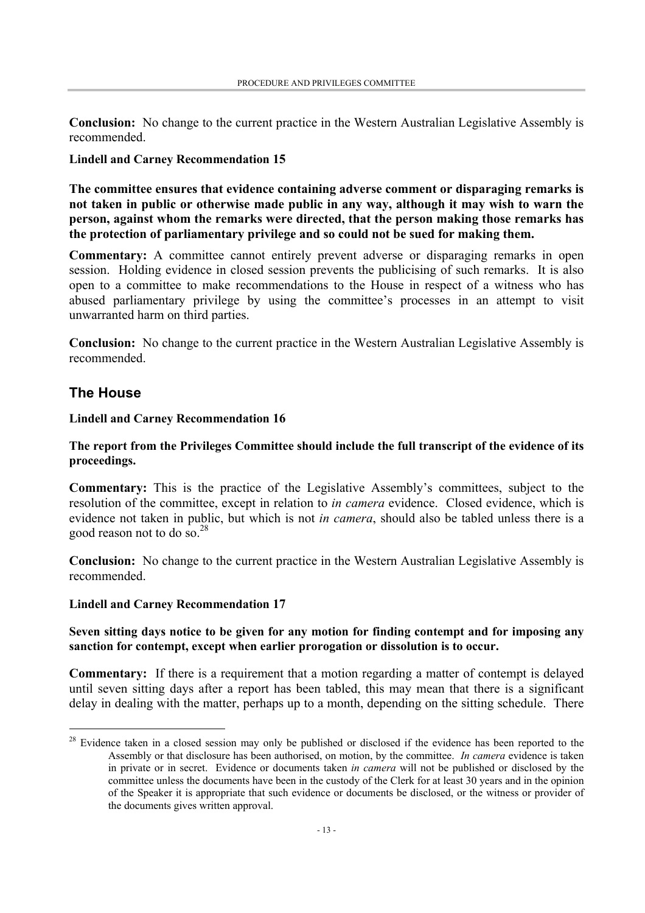**Conclusion:** No change to the current practice in the Western Australian Legislative Assembly is recommended.

**Lindell and Carney Recommendation 15**

**The committee ensures that evidence containing adverse comment or disparaging remarks is not taken in public or otherwise made public in any way, although it may wish to warn the person, against whom the remarks were directed, that the person making those remarks has the protection of parliamentary privilege and so could not be sued for making them.**

**Commentary:** A committee cannot entirely prevent adverse or disparaging remarks in open session. Holding evidence in closed session prevents the publicising of such remarks. It is also open to a committee to make recommendations to the House in respect of a witness who has abused parliamentary privilege by using the committee's processes in an attempt to visit unwarranted harm on third parties.

**Conclusion:** No change to the current practice in the Western Australian Legislative Assembly is recommended.

## The House

**Lindell and Carney Recommendation 16**

**The report from the Privileges Committee should include the full transcript of the evidence of its proceedings.**

**Commentary:** This is the practice of the Legislative Assembly's committees, subject to the resolution of the committee, except in relation to *in camera* evidence. Closed evidence, which is evidence not taken in public, but which is not *in camera*, should also be tabled unless there is a good reason not to do so.[28]

**Conclusion:** No change to the current practice in the Western Australian Legislative Assembly is recommended.

**Lindell and Carney Recommendation 17**

**Seven sitting days notice to be given for any motion for finding contempt and for imposing any sanction for contempt, except when earlier prorogation or dissolution is to occur.**

**Commentary:** If there is a requirement that a motion regarding a matter of contempt is delayed until seven sitting days after a report has been tabled, this may mean that there is a significant delay in dealing with the matter, perhaps up to a month, depending on the sitting schedule. There

---

[28] Evidence taken in a closed session may only be published or disclosed if the evidence has been reported to the Assembly or that disclosure has been authorised, on motion, by the committee. *In camera* evidence is taken in private or in secret. Evidence or documents taken *in camera* will not be published or disclosed by the committee unless the documents have been in the custody of the Clerk for at least 30 years and in the opinion of the Speaker it is appropriate that such evidence or documents be disclosed, or the witness or provider of the documents gives written approval.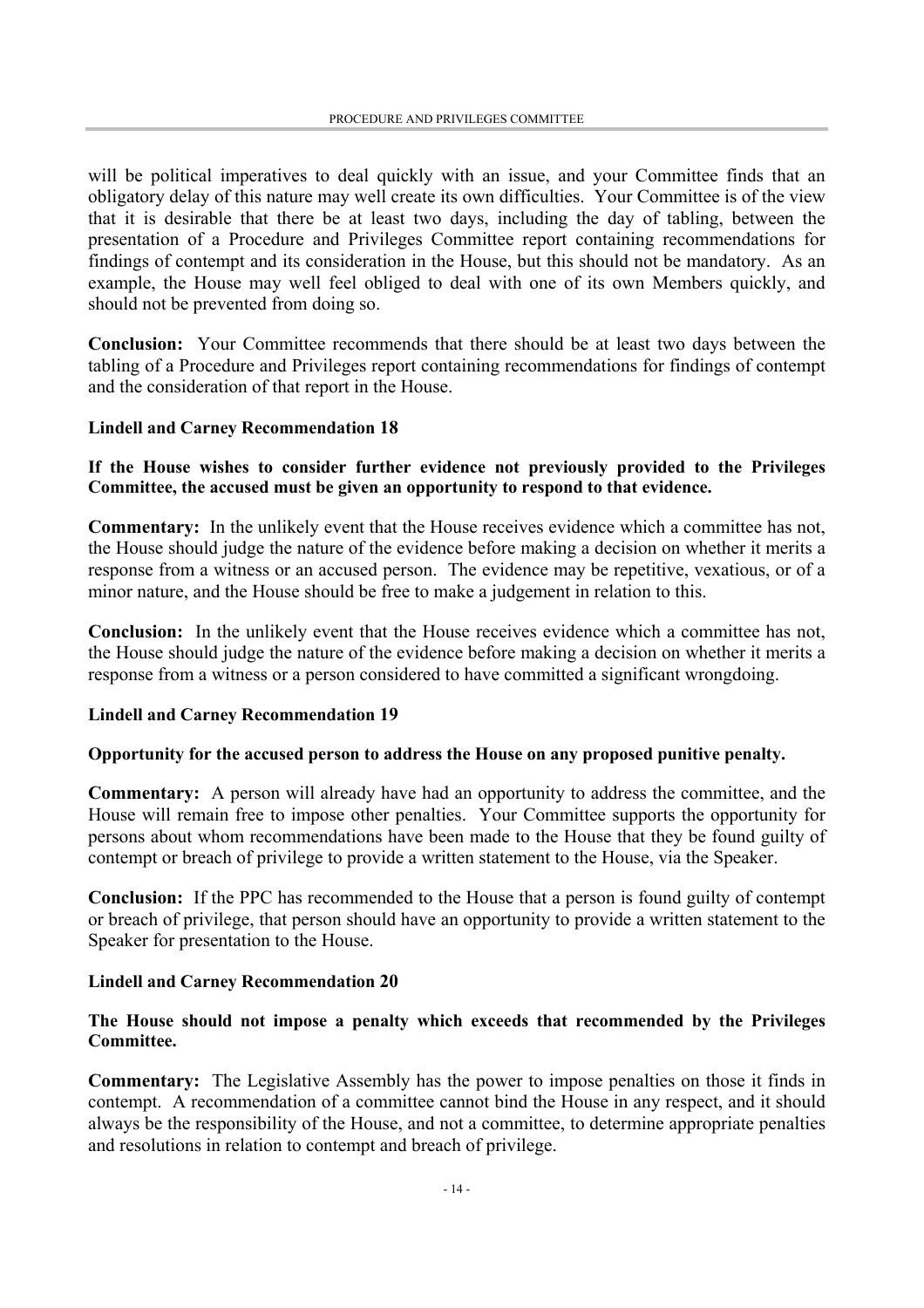will be political imperatives to deal quickly with an issue, and your Committee finds that an obligatory delay of this nature may well create its own difficulties. Your Committee is of the view that it is desirable that there be at least two days, including the day of tabling, between the presentation of a Procedure and Privileges Committee report containing recommendations for findings of contempt and its consideration in the House, but this should not be mandatory. As an example, the House may well feel obliged to deal with one of its own Members quickly, and should not be prevented from doing so.

**Conclusion:** Your Committee recommends that there should be at least two days between the tabling of a Procedure and Privileges report containing recommendations for findings of contempt and the consideration of that report in the House.

**Lindell and Carney Recommendation 18**

**If the House wishes to consider further evidence not previously provided to the Privileges Committee, the accused must be given an opportunity to respond to that evidence.**

**Commentary:** In the unlikely event that the House receives evidence which a committee has not, the House should judge the nature of the evidence before making a decision on whether it merits a response from a witness or an accused person. The evidence may be repetitive, vexatious, or of a minor nature, and the House should be free to make a judgement in relation to this.

**Conclusion:** In the unlikely event that the House receives evidence which a committee has not, the House should judge the nature of the evidence before making a decision on whether it merits a response from a witness or a person considered to have committed a significant wrongdoing.

**Lindell and Carney Recommendation 19**

**Opportunity for the accused person to address the House on any proposed punitive penalty.**

**Commentary:** A person will already have had an opportunity to address the committee, and the House will remain free to impose other penalties. Your Committee supports the opportunity for persons about whom recommendations have been made to the House that they be found guilty of contempt or breach of privilege to provide a written statement to the House, via the Speaker.

**Conclusion:** If the PPC has recommended to the House that a person is found guilty of contempt or breach of privilege, that person should have an opportunity to provide a written statement to the Speaker for presentation to the House.

**Lindell and Carney Recommendation 20**

**The House should not impose a penalty which exceeds that recommended by the Privileges Committee.**

**Commentary:** The Legislative Assembly has the power to impose penalties on those it finds in contempt. A recommendation of a committee cannot bind the House in any respect, and it should always be the responsibility of the House, and not a committee, to determine appropriate penalties and resolutions in relation to contempt and breach of privilege.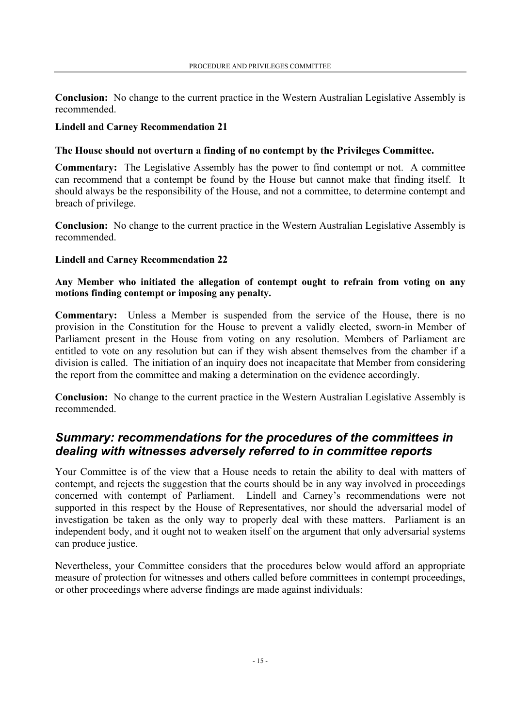**Conclusion:** No change to the current practice in the Western Australian Legislative Assembly is recommended.

**Lindell and Carney Recommendation 21**

**The House should not overturn a finding of no contempt by the Privileges Committee.**

**Commentary:** The Legislative Assembly has the power to find contempt or not. A committee can recommend that a contempt be found by the House but cannot make that finding itself. It should always be the responsibility of the House, and not a committee, to determine contempt and breach of privilege.

**Conclusion:** No change to the current practice in the Western Australian Legislative Assembly is recommended.

**Lindell and Carney Recommendation 22**

**Any Member who initiated the allegation of contempt ought to refrain from voting on any motions finding contempt or imposing any penalty.**

**Commentary:** Unless a Member is suspended from the service of the House, there is no provision in the Constitution for the House to prevent a validly elected, sworn-in Member of Parliament present in the House from voting on any resolution. Members of Parliament are entitled to vote on any resolution but can if they wish absent themselves from the chamber if a division is called. The initiation of an inquiry does not incapacitate that Member from considering the report from the committee and making a determination on the evidence accordingly.

**Conclusion:** No change to the current practice in the Western Australian Legislative Assembly is recommended.

## *Summary: recommendations for the procedures of the committees in dealing with witnesses adversely referred to in committee reports*

Your Committee is of the view that a House needs to retain the ability to deal with matters of contempt, and rejects the suggestion that the courts should be in any way involved in proceedings concerned with contempt of Parliament. Lindell and Carney's recommendations were not supported in this respect by the House of Representatives, nor should the adversarial model of investigation be taken as the only way to properly deal with these matters. Parliament is an independent body, and it ought not to weaken itself on the argument that only adversarial systems can produce justice.

Nevertheless, your Committee considers that the procedures below would afford an appropriate measure of protection for witnesses and others called before committees in contempt proceedings, or other proceedings where adverse findings are made against individuals: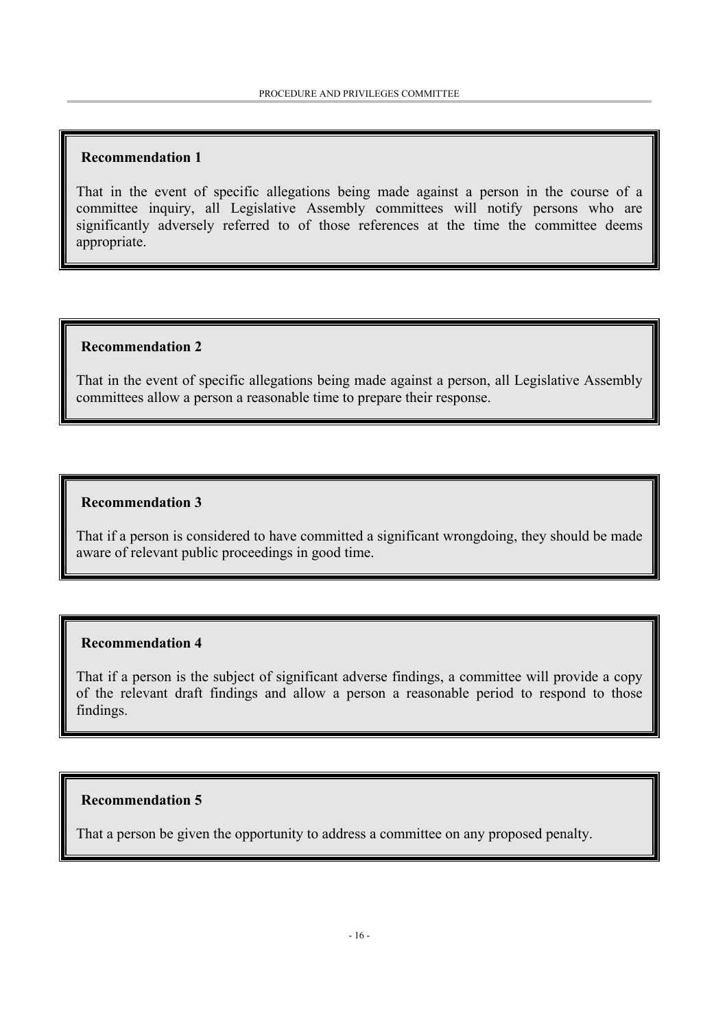**Recommendation 1**

That in the event of specific allegations being made against a person in the course of a committee inquiry, all Legislative Assembly committees will notify persons who are significantly adversely referred to of those references at the time the committee deems appropriate.

**Recommendation 2**

That in the event of specific allegations being made against a person, all Legislative Assembly committees allow a person a reasonable time to prepare their response.

**Recommendation 3**

That if a person is considered to have committed a significant wrongdoing, they should be made aware of relevant public proceedings in good time.

**Recommendation 4**

That if a person is the subject of significant adverse findings, a committee will provide a copy of the relevant draft findings and allow a person a reasonable period to respond to those findings.

**Recommendation 5**

That a person be given the opportunity to address a committee on any proposed penalty.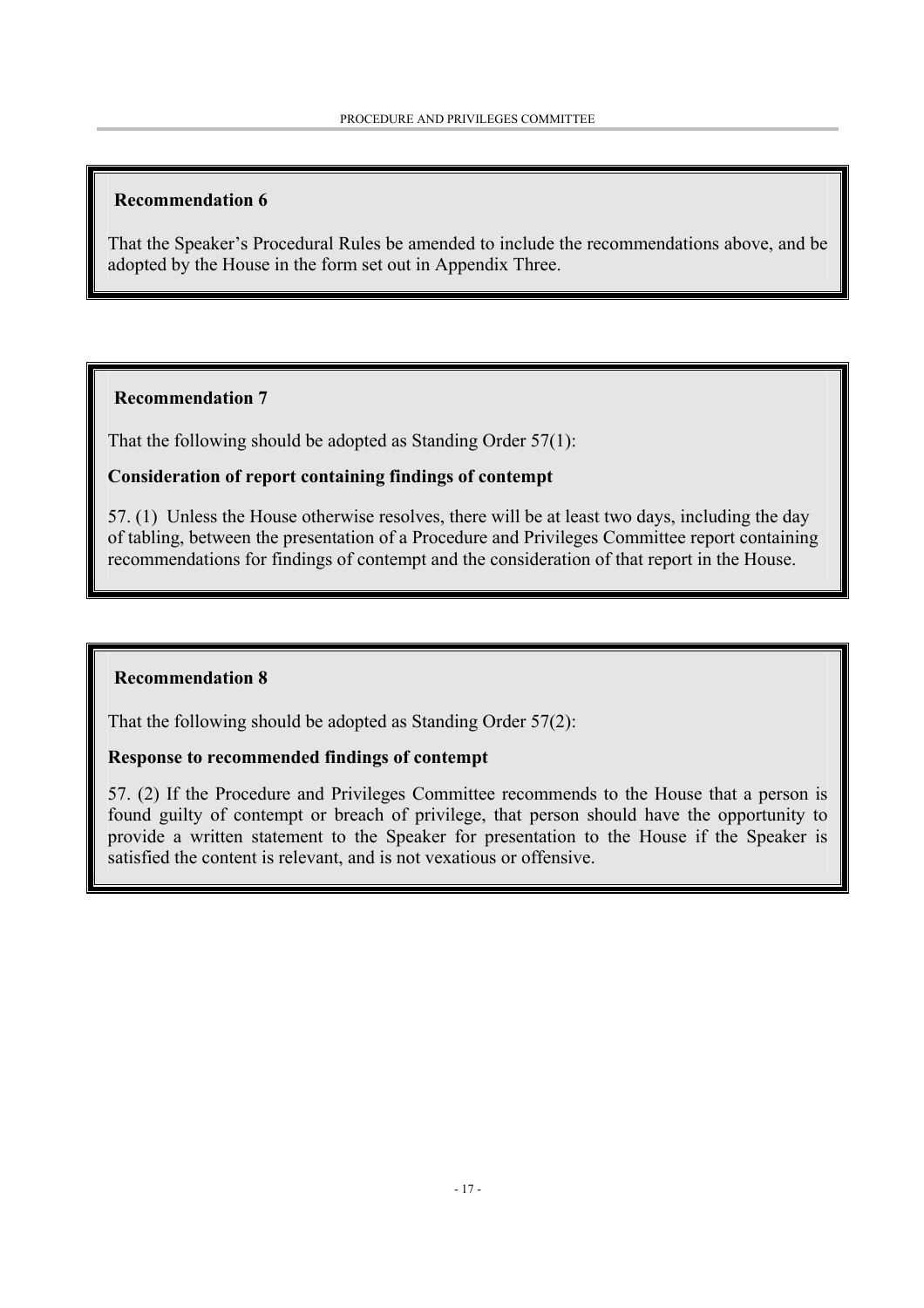**Recommendation 6**

That the Speaker's Procedural Rules be amended to include the recommendations above, and be adopted by the House in the form set out in Appendix Three.

**Recommendation 7**

That the following should be adopted as Standing Order 57(1):

**Consideration of report containing findings of contempt**

57. (1) Unless the House otherwise resolves, there will be at least two days, including the day of tabling, between the presentation of a Procedure and Privileges Committee report containing recommendations for findings of contempt and the consideration of that report in the House.

**Recommendation 8**

That the following should be adopted as Standing Order 57(2):

**Response to recommended findings of contempt**

57. (2) If the Procedure and Privileges Committee recommends to the House that a person is found guilty of contempt or breach of privilege, that person should have the opportunity to provide a written statement to the Speaker for presentation to the House if the Speaker is satisfied the content is relevant, and is not vexatious or offensive.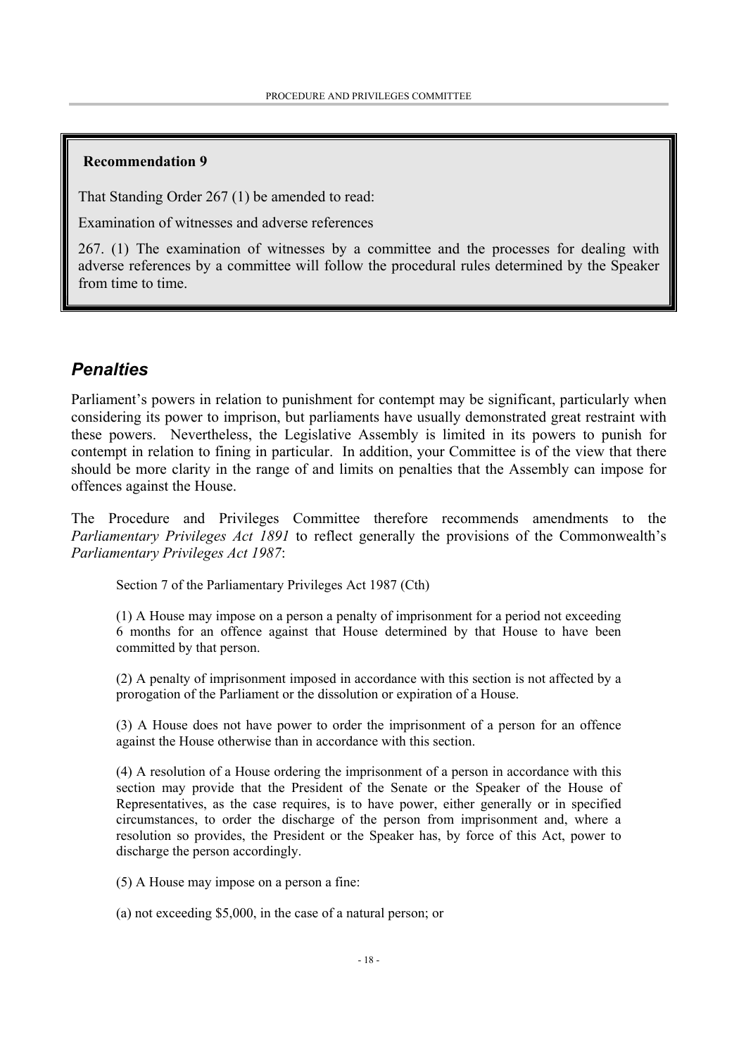**Recommendation 9**

That Standing Order 267 (1) be amended to read:

Examination of witnesses and adverse references

267. (1) The examination of witnesses by a committee and the processes for dealing with adverse references by a committee will follow the procedural rules determined by the Speaker from time to time.

## *Penalties*

Parliament's powers in relation to punishment for contempt may be significant, particularly when considering its power to imprison, but parliaments have usually demonstrated great restraint with these powers. Nevertheless, the Legislative Assembly is limited in its powers to punish for contempt in relation to fining in particular. In addition, your Committee is of the view that there should be more clarity in the range of and limits on penalties that the Assembly can impose for offences against the House.

The Procedure and Privileges Committee therefore recommends amendments to the *Parliamentary Privileges Act 1891* to reflect generally the provisions of the Commonwealth's *Parliamentary Privileges Act 1987*:

> Section 7 of the Parliamentary Privileges Act 1987 (Cth)
>
> (1) A House may impose on a person a penalty of imprisonment for a period not exceeding 6 months for an offence against that House determined by that House to have been committed by that person.
>
> (2) A penalty of imprisonment imposed in accordance with this section is not affected by a prorogation of the Parliament or the dissolution or expiration of a House.
>
> (3) A House does not have power to order the imprisonment of a person for an offence against the House otherwise than in accordance with this section.
>
> (4) A resolution of a House ordering the imprisonment of a person in accordance with this section may provide that the President of the Senate or the Speaker of the House of Representatives, as the case requires, is to have power, either generally or in specified circumstances, to order the discharge of the person from imprisonment and, where a resolution so provides, the President or the Speaker has, by force of this Act, power to discharge the person accordingly.
>
> (5) A House may impose on a person a fine:
>
> (a) not exceeding $5,000, in the case of a natural person; or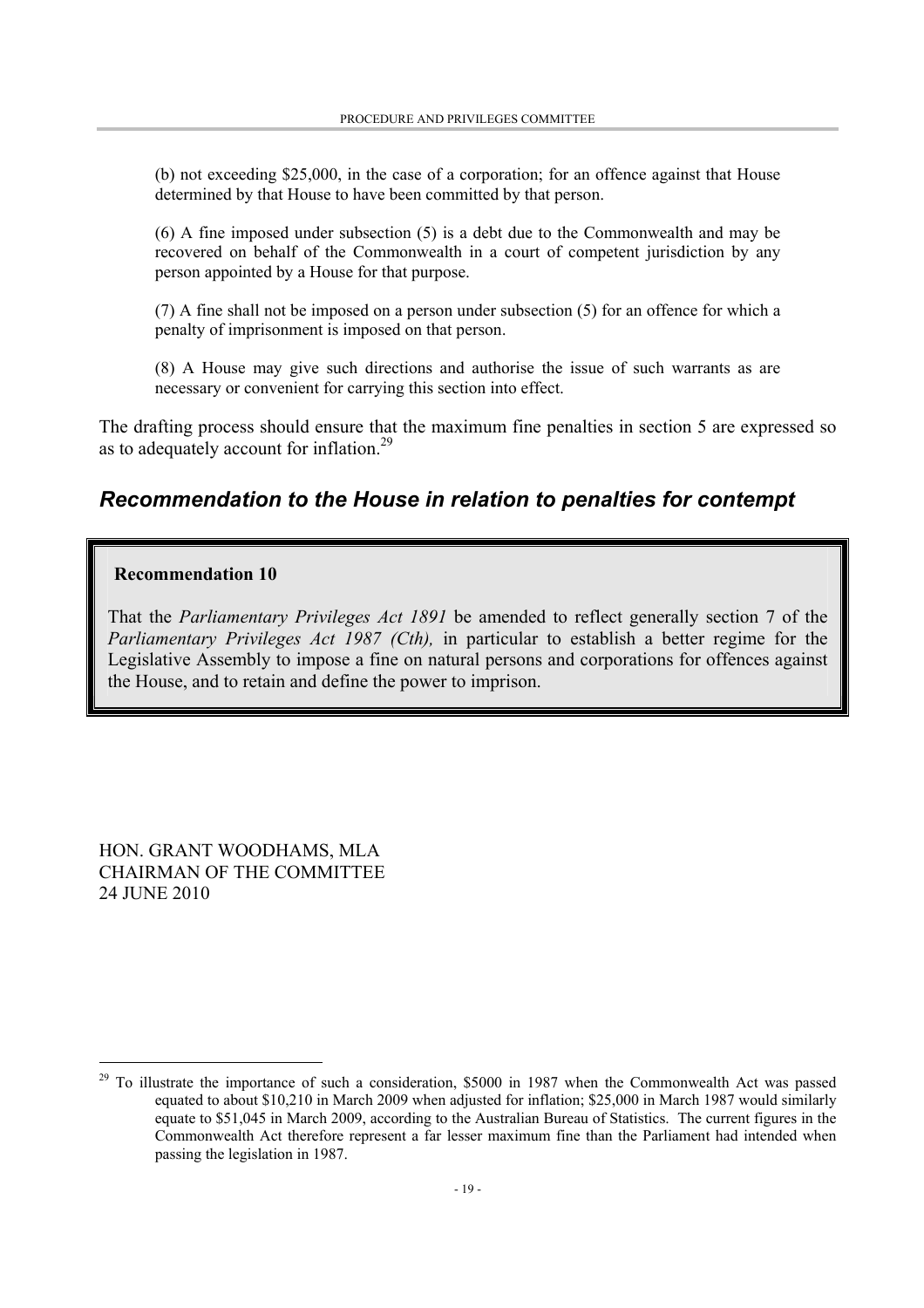(b) not exceeding $25,000, in the case of a corporation; for an offence against that House determined by that House to have been committed by that person.

(6) A fine imposed under subsection (5) is a debt due to the Commonwealth and may be recovered on behalf of the Commonwealth in a court of competent jurisdiction by any person appointed by a House for that purpose.

(7) A fine shall not be imposed on a person under subsection (5) for an offence for which a penalty of imprisonment is imposed on that person.

(8) A House may give such directions and authorise the issue of such warrants as are necessary or convenient for carrying this section into effect.

The drafting process should ensure that the maximum fine penalties in section 5 are expressed so as to adequately account for inflation.[29]

## *Recommendation to the House in relation to penalties for contempt*

> **Recommendation 10**
>
> That the *Parliamentary Privileges Act 1891* be amended to reflect generally section 7 of the *Parliamentary Privileges Act 1987 (Cth),* in particular to establish a better regime for the Legislative Assembly to impose a fine on natural persons and corporations for offences against the House, and to retain and define the power to imprison.

HON. GRANT WOODHAMS, MLA
CHAIRMAN OF THE COMMITTEE
24 JUNE 2010

---

[29] To illustrate the importance of such a consideration, $5000 in 1987 when the Commonwealth Act was passed equated to about $10,210 in March 2009 when adjusted for inflation; $25,000 in March 1987 would similarly equate to $51,045 in March 2009, according to the Australian Bureau of Statistics. The current figures in the Commonwealth Act therefore represent a far lesser maximum fine than the Parliament had intended when passing the legislation in 1987.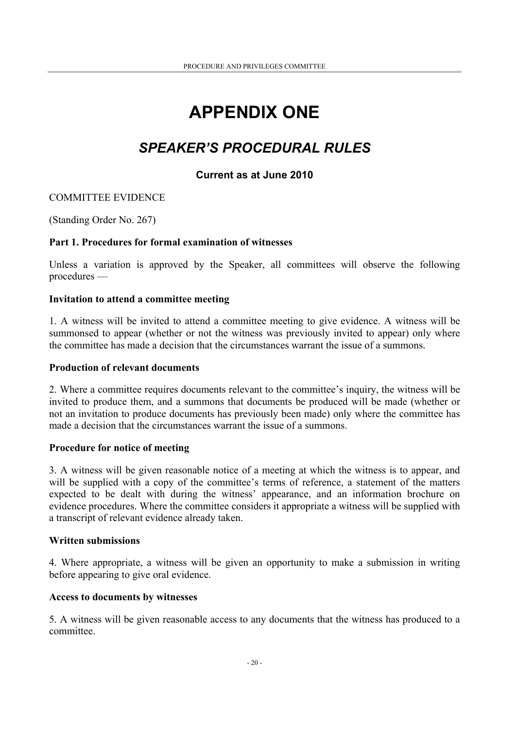# APPENDIX ONE

## *SPEAKER'S PROCEDURAL RULES*

### Current as at June 2010

COMMITTEE EVIDENCE

(Standing Order No. 267)

**Part 1. Procedures for formal examination of witnesses**

Unless a variation is approved by the Speaker, all committees will observe the following procedures —

**Invitation to attend a committee meeting**

1. A witness will be invited to attend a committee meeting to give evidence. A witness will be summonsed to appear (whether or not the witness was previously invited to appear) only where the committee has made a decision that the circumstances warrant the issue of a summons.

**Production of relevant documents**

2. Where a committee requires documents relevant to the committee's inquiry, the witness will be invited to produce them, and a summons that documents be produced will be made (whether or not an invitation to produce documents has previously been made) only where the committee has made a decision that the circumstances warrant the issue of a summons.

**Procedure for notice of meeting**

3. A witness will be given reasonable notice of a meeting at which the witness is to appear, and will be supplied with a copy of the committee's terms of reference, a statement of the matters expected to be dealt with during the witness' appearance, and an information brochure on evidence procedures. Where the committee considers it appropriate a witness will be supplied with a transcript of relevant evidence already taken.

**Written submissions**

4. Where appropriate, a witness will be given an opportunity to make a submission in writing before appearing to give oral evidence.

**Access to documents by witnesses**

5. A witness will be given reasonable access to any documents that the witness has produced to a committee.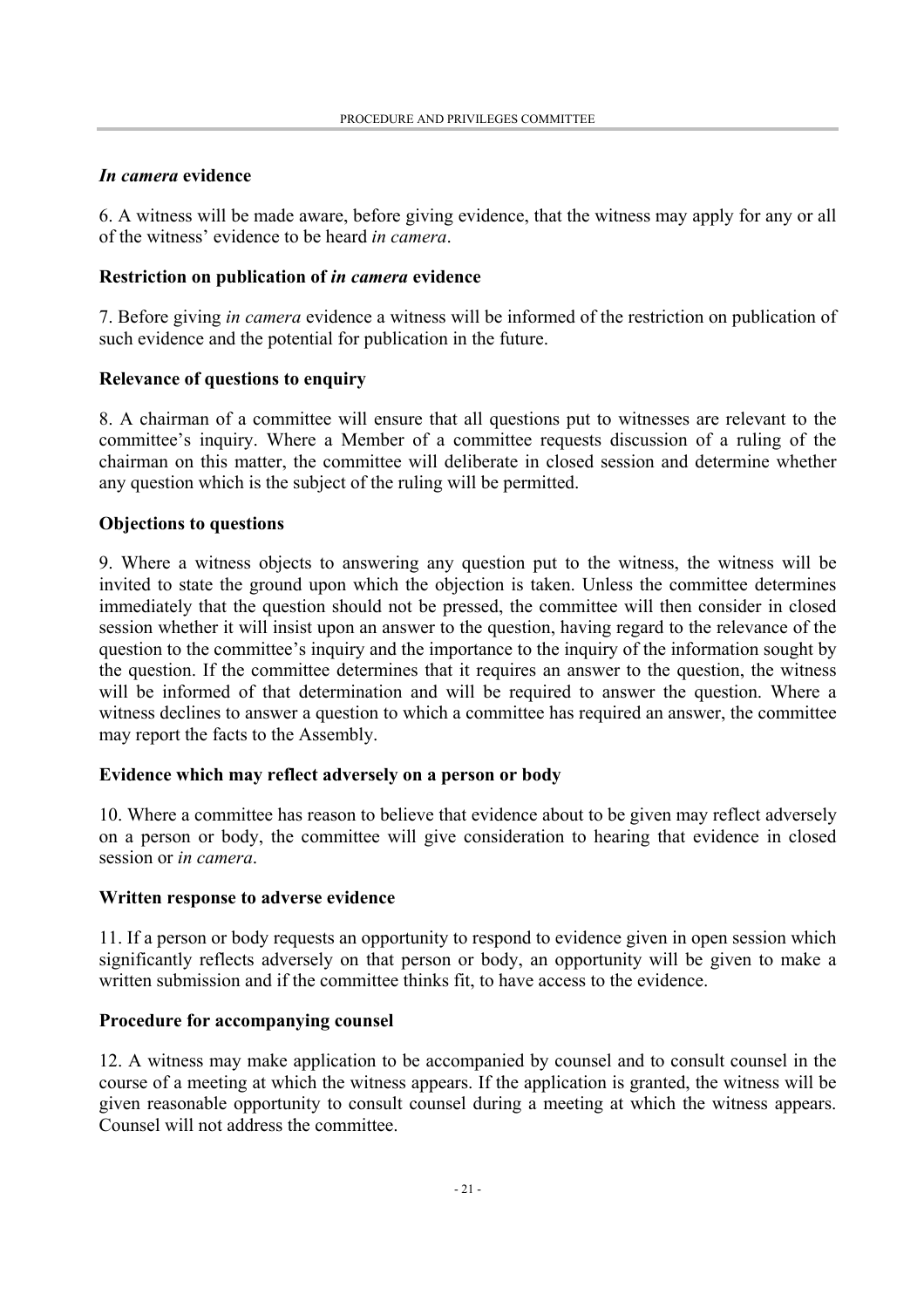### *In camera* evidence

6. A witness will be made aware, before giving evidence, that the witness may apply for any or all of the witness' evidence to be heard *in camera*.

### Restriction on publication of *in camera* evidence

7. Before giving *in camera* evidence a witness will be informed of the restriction on publication of such evidence and the potential for publication in the future.

### Relevance of questions to enquiry

8. A chairman of a committee will ensure that all questions put to witnesses are relevant to the committee's inquiry. Where a Member of a committee requests discussion of a ruling of the chairman on this matter, the committee will deliberate in closed session and determine whether any question which is the subject of the ruling will be permitted.

### Objections to questions

9. Where a witness objects to answering any question put to the witness, the witness will be invited to state the ground upon which the objection is taken. Unless the committee determines immediately that the question should not be pressed, the committee will then consider in closed session whether it will insist upon an answer to the question, having regard to the relevance of the question to the committee's inquiry and the importance to the inquiry of the information sought by the question. If the committee determines that it requires an answer to the question, the witness will be informed of that determination and will be required to answer the question. Where a witness declines to answer a question to which a committee has required an answer, the committee may report the facts to the Assembly.

### Evidence which may reflect adversely on a person or body

10. Where a committee has reason to believe that evidence about to be given may reflect adversely on a person or body, the committee will give consideration to hearing that evidence in closed session or *in camera*.

### Written response to adverse evidence

11. If a person or body requests an opportunity to respond to evidence given in open session which significantly reflects adversely on that person or body, an opportunity will be given to make a written submission and if the committee thinks fit, to have access to the evidence.

### Procedure for accompanying counsel

12. A witness may make application to be accompanied by counsel and to consult counsel in the course of a meeting at which the witness appears. If the application is granted, the witness will be given reasonable opportunity to consult counsel during a meeting at which the witness appears. Counsel will not address the committee.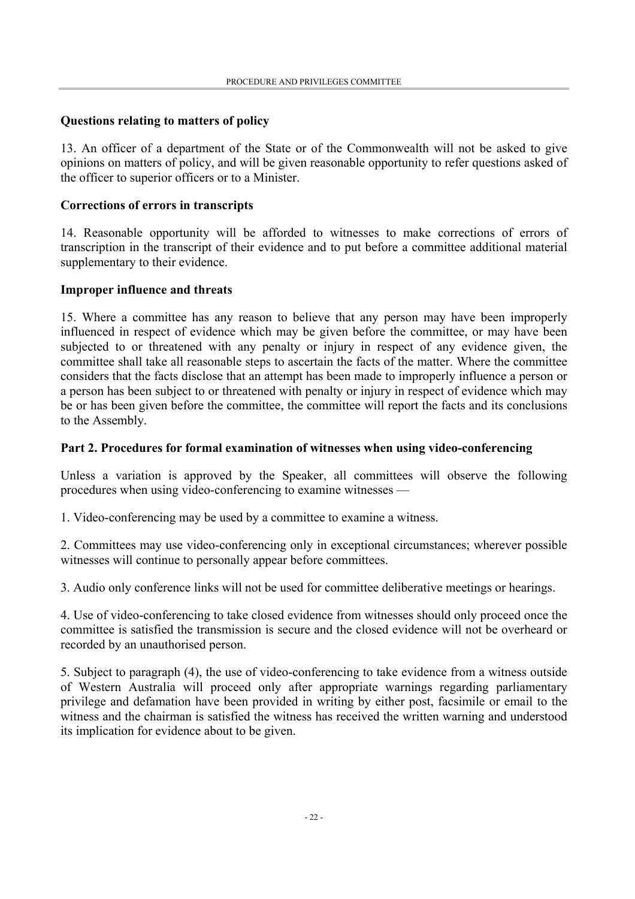### Questions relating to matters of policy

13. An officer of a department of the State or of the Commonwealth will not be asked to give opinions on matters of policy, and will be given reasonable opportunity to refer questions asked of the officer to superior officers or to a Minister.

### Corrections of errors in transcripts

14. Reasonable opportunity will be afforded to witnesses to make corrections of errors of transcription in the transcript of their evidence and to put before a committee additional material supplementary to their evidence.

### Improper influence and threats

15. Where a committee has any reason to believe that any person may have been improperly influenced in respect of evidence which may be given before the committee, or may have been subjected to or threatened with any penalty or injury in respect of any evidence given, the committee shall take all reasonable steps to ascertain the facts of the matter. Where the committee considers that the facts disclose that an attempt has been made to improperly influence a person or a person has been subject to or threatened with penalty or injury in respect of evidence which may be or has been given before the committee, the committee will report the facts and its conclusions to the Assembly.

### Part 2. Procedures for formal examination of witnesses when using video-conferencing

Unless a variation is approved by the Speaker, all committees will observe the following procedures when using video-conferencing to examine witnesses —

1. Video-conferencing may be used by a committee to examine a witness.

2. Committees may use video-conferencing only in exceptional circumstances; wherever possible witnesses will continue to personally appear before committees.

3. Audio only conference links will not be used for committee deliberative meetings or hearings.

4. Use of video-conferencing to take closed evidence from witnesses should only proceed once the committee is satisfied the transmission is secure and the closed evidence will not be overheard or recorded by an unauthorised person.

5. Subject to paragraph (4), the use of video-conferencing to take evidence from a witness outside of Western Australia will proceed only after appropriate warnings regarding parliamentary privilege and defamation have been provided in writing by either post, facsimile or email to the witness and the chairman is satisfied the witness has received the written warning and understood its implication for evidence about to be given.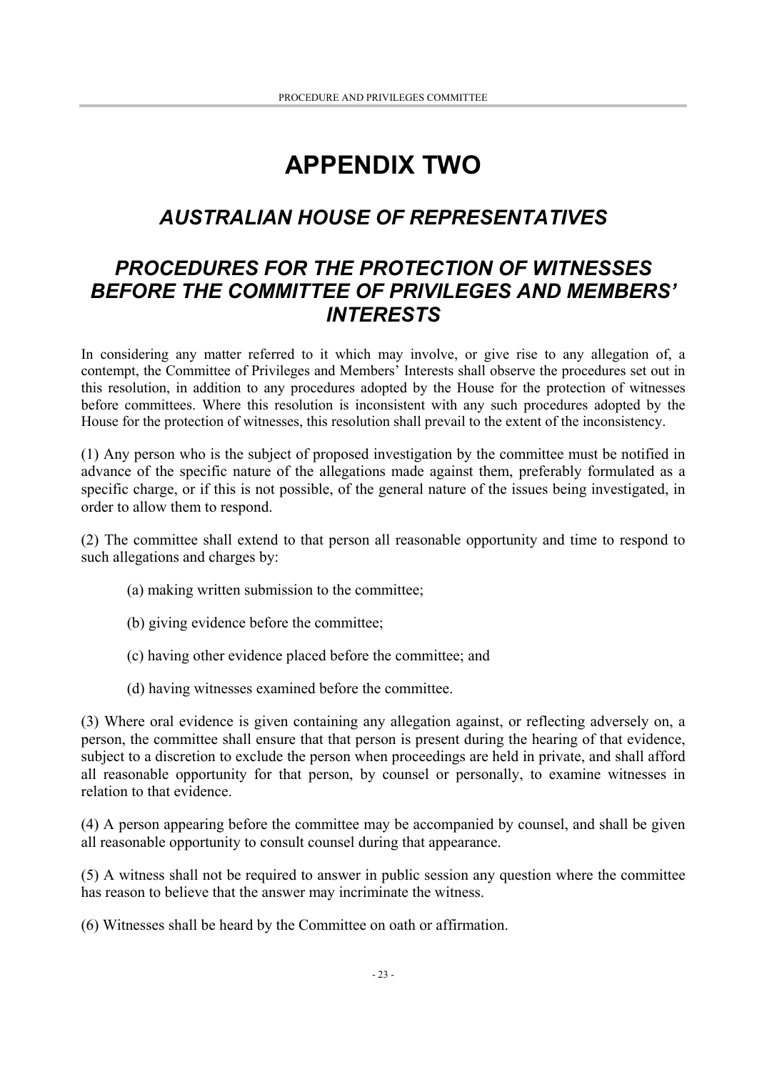# APPENDIX TWO

## *AUSTRALIAN HOUSE OF REPRESENTATIVES*

## *PROCEDURES FOR THE PROTECTION OF WITNESSES BEFORE THE COMMITTEE OF PRIVILEGES AND MEMBERS' INTERESTS*

In considering any matter referred to it which may involve, or give rise to any allegation of, a contempt, the Committee of Privileges and Members' Interests shall observe the procedures set out in this resolution, in addition to any procedures adopted by the House for the protection of witnesses before committees. Where this resolution is inconsistent with any such procedures adopted by the House for the protection of witnesses, this resolution shall prevail to the extent of the inconsistency.

(1) Any person who is the subject of proposed investigation by the committee must be notified in advance of the specific nature of the allegations made against them, preferably formulated as a specific charge, or if this is not possible, of the general nature of the issues being investigated, in order to allow them to respond.

(2) The committee shall extend to that person all reasonable opportunity and time to respond to such allegations and charges by:

(a) making written submission to the committee;

(b) giving evidence before the committee;

(c) having other evidence placed before the committee; and

(d) having witnesses examined before the committee.

(3) Where oral evidence is given containing any allegation against, or reflecting adversely on, a person, the committee shall ensure that that person is present during the hearing of that evidence, subject to a discretion to exclude the person when proceedings are held in private, and shall afford all reasonable opportunity for that person, by counsel or personally, to examine witnesses in relation to that evidence.

(4) A person appearing before the committee may be accompanied by counsel, and shall be given all reasonable opportunity to consult counsel during that appearance.

(5) A witness shall not be required to answer in public session any question where the committee has reason to believe that the answer may incriminate the witness.

(6) Witnesses shall be heard by the Committee on oath or affirmation.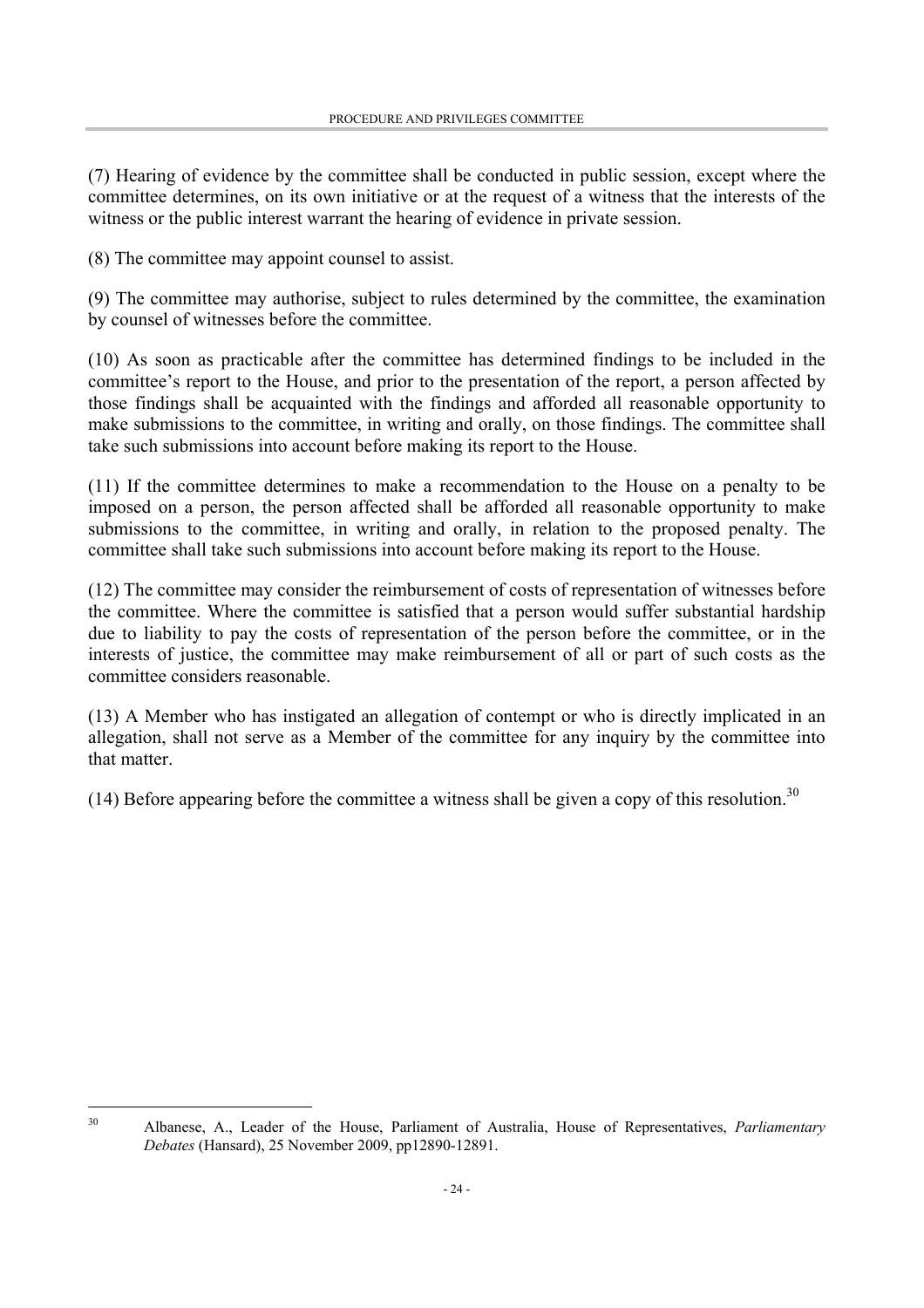(7) Hearing of evidence by the committee shall be conducted in public session, except where the committee determines, on its own initiative or at the request of a witness that the interests of the witness or the public interest warrant the hearing of evidence in private session.

(8) The committee may appoint counsel to assist.

(9) The committee may authorise, subject to rules determined by the committee, the examination by counsel of witnesses before the committee.

(10) As soon as practicable after the committee has determined findings to be included in the committee's report to the House, and prior to the presentation of the report, a person affected by those findings shall be acquainted with the findings and afforded all reasonable opportunity to make submissions to the committee, in writing and orally, on those findings. The committee shall take such submissions into account before making its report to the House.

(11) If the committee determines to make a recommendation to the House on a penalty to be imposed on a person, the person affected shall be afforded all reasonable opportunity to make submissions to the committee, in writing and orally, in relation to the proposed penalty. The committee shall take such submissions into account before making its report to the House.

(12) The committee may consider the reimbursement of costs of representation of witnesses before the committee. Where the committee is satisfied that a person would suffer substantial hardship due to liability to pay the costs of representation of the person before the committee, or in the interests of justice, the committee may make reimbursement of all or part of such costs as the committee considers reasonable.

(13) A Member who has instigated an allegation of contempt or who is directly implicated in an allegation, shall not serve as a Member of the committee for any inquiry by the committee into that matter.

(14) Before appearing before the committee a witness shall be given a copy of this resolution.[30]

---

[30] Albanese, A., Leader of the House, Parliament of Australia, House of Representatives, *Parliamentary Debates* (Hansard), 25 November 2009, pp12890-12891.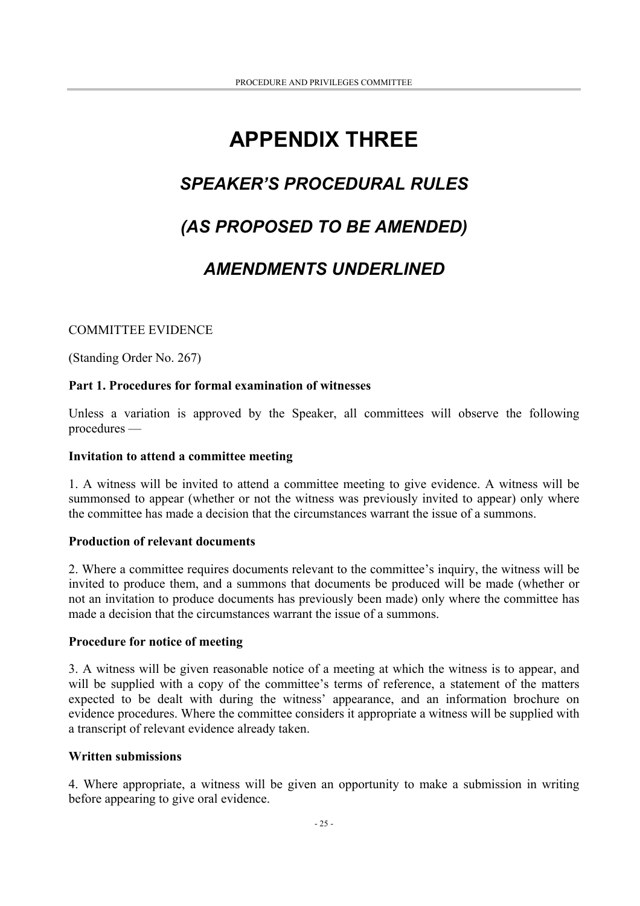# APPENDIX THREE

## *SPEAKER'S PROCEDURAL RULES*

## *(AS PROPOSED TO BE AMENDED)*

## *AMENDMENTS UNDERLINED*

COMMITTEE EVIDENCE

(Standing Order No. 267)

**Part 1. Procedures for formal examination of witnesses**

Unless a variation is approved by the Speaker, all committees will observe the following procedures —

**Invitation to attend a committee meeting**

1. A witness will be invited to attend a committee meeting to give evidence. A witness will be summonsed to appear (whether or not the witness was previously invited to appear) only where the committee has made a decision that the circumstances warrant the issue of a summons.

**Production of relevant documents**

2. Where a committee requires documents relevant to the committee's inquiry, the witness will be invited to produce them, and a summons that documents be produced will be made (whether or not an invitation to produce documents has previously been made) only where the committee has made a decision that the circumstances warrant the issue of a summons.

**Procedure for notice of meeting**

3. A witness will be given reasonable notice of a meeting at which the witness is to appear, and will be supplied with a copy of the committee's terms of reference, a statement of the matters expected to be dealt with during the witness' appearance, and an information brochure on evidence procedures. Where the committee considers it appropriate a witness will be supplied with a transcript of relevant evidence already taken.

**Written submissions**

4. Where appropriate, a witness will be given an opportunity to make a submission in writing before appearing to give oral evidence.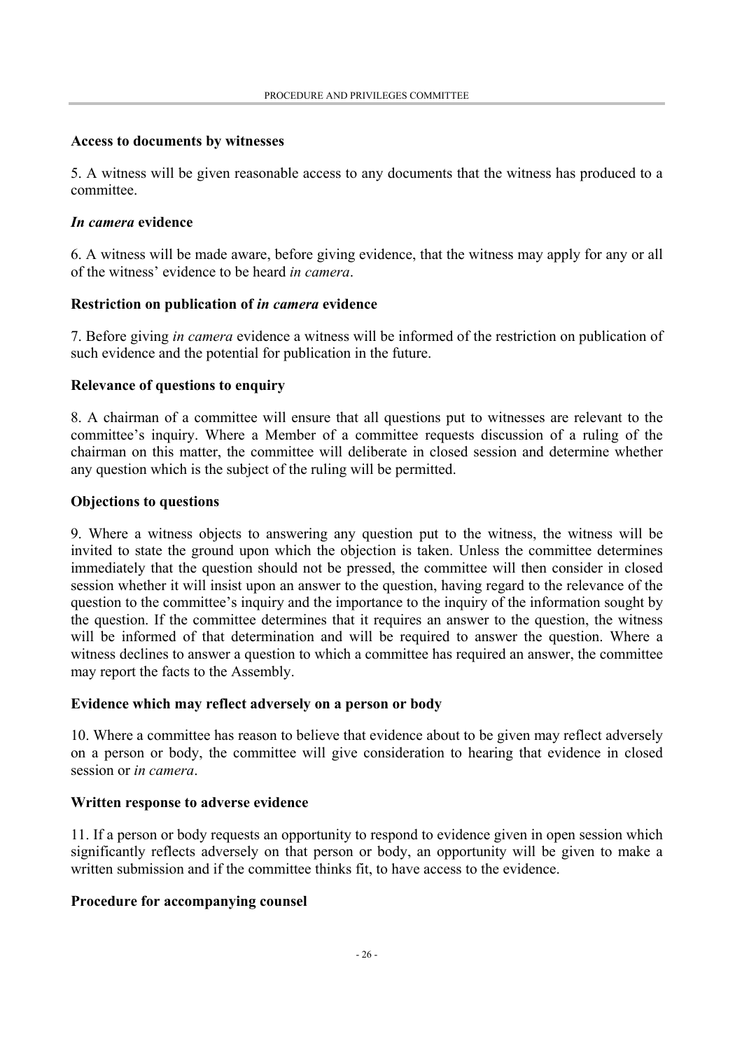**Access to documents by witnesses**

5. A witness will be given reasonable access to any documents that the witness has produced to a committee.

***In camera* evidence**

6. A witness will be made aware, before giving evidence, that the witness may apply for any or all of the witness' evidence to be heard *in camera*.

**Restriction on publication of *in camera* evidence**

7. Before giving *in camera* evidence a witness will be informed of the restriction on publication of such evidence and the potential for publication in the future.

**Relevance of questions to enquiry**

8. A chairman of a committee will ensure that all questions put to witnesses are relevant to the committee's inquiry. Where a Member of a committee requests discussion of a ruling of the chairman on this matter, the committee will deliberate in closed session and determine whether any question which is the subject of the ruling will be permitted.

**Objections to questions**

9. Where a witness objects to answering any question put to the witness, the witness will be invited to state the ground upon which the objection is taken. Unless the committee determines immediately that the question should not be pressed, the committee will then consider in closed session whether it will insist upon an answer to the question, having regard to the relevance of the question to the committee's inquiry and the importance to the inquiry of the information sought by the question. If the committee determines that it requires an answer to the question, the witness will be informed of that determination and will be required to answer the question. Where a witness declines to answer a question to which a committee has required an answer, the committee may report the facts to the Assembly.

**Evidence which may reflect adversely on a person or body**

10. Where a committee has reason to believe that evidence about to be given may reflect adversely on a person or body, the committee will give consideration to hearing that evidence in closed session or *in camera*.

**Written response to adverse evidence**

11. If a person or body requests an opportunity to respond to evidence given in open session which significantly reflects adversely on that person or body, an opportunity will be given to make a written submission and if the committee thinks fit, to have access to the evidence.

**Procedure for accompanying counsel**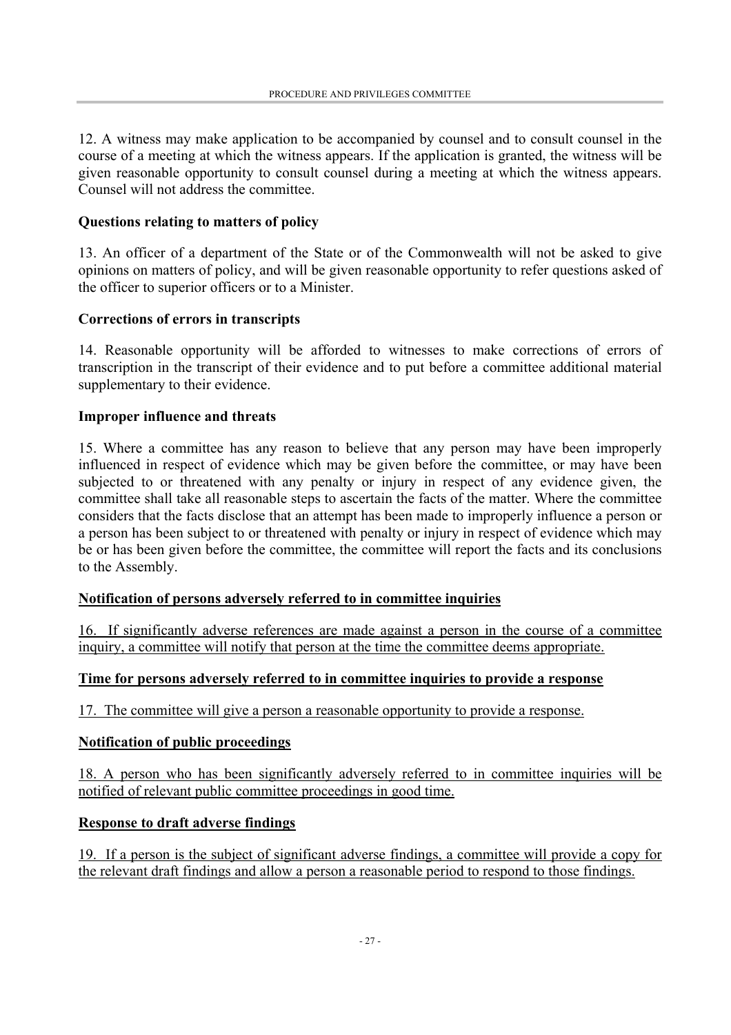12. A witness may make application to be accompanied by counsel and to consult counsel in the course of a meeting at which the witness appears. If the application is granted, the witness will be given reasonable opportunity to consult counsel during a meeting at which the witness appears. Counsel will not address the committee.

**Questions relating to matters of policy**

13. An officer of a department of the State or of the Commonwealth will not be asked to give opinions on matters of policy, and will be given reasonable opportunity to refer questions asked of the officer to superior officers or to a Minister.

**Corrections of errors in transcripts**

14. Reasonable opportunity will be afforded to witnesses to make corrections of errors of transcription in the transcript of their evidence and to put before a committee additional material supplementary to their evidence.

**Improper influence and threats**

15. Where a committee has any reason to believe that any person may have been improperly influenced in respect of evidence which may be given before the committee, or may have been subjected to or threatened with any penalty or injury in respect of any evidence given, the committee shall take all reasonable steps to ascertain the facts of the matter. Where the committee considers that the facts disclose that an attempt has been made to improperly influence a person or a person has been subject to or threatened with penalty or injury in respect of evidence which may be or has been given before the committee, the committee will report the facts and its conclusions to the Assembly.

**<u>Notification of persons adversely referred to in committee inquiries</u>**

<u>16. If significantly adverse references are made against a person in the course of a committee inquiry, a committee will notify that person at the time the committee deems appropriate.</u>

**<u>Time for persons adversely referred to in committee inquiries to provide a response</u>**

<u>17. The committee will give a person a reasonable opportunity to provide a response.</u>

**<u>Notification of public proceedings</u>**

<u>18. A person who has been significantly adversely referred to in committee inquiries will be notified of relevant public committee proceedings in good time.</u>

**<u>Response to draft adverse findings</u>**

<u>19. If a person is the subject of significant adverse findings, a committee will provide a copy for the relevant draft findings and allow a person a reasonable period to respond to those findings.</u>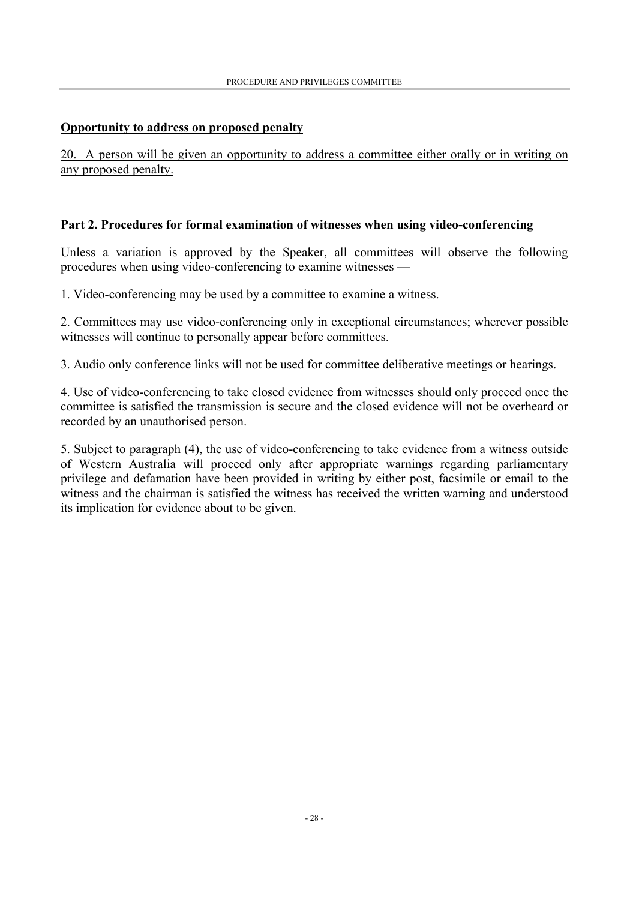**Opportunity to address on proposed penalty**

20. A person will be given an opportunity to address a committee either orally or in writing on any proposed penalty.

### Part 2. Procedures for formal examination of witnesses when using video-conferencing

Unless a variation is approved by the Speaker, all committees will observe the following procedures when using video-conferencing to examine witnesses —

1. Video-conferencing may be used by a committee to examine a witness.

2. Committees may use video-conferencing only in exceptional circumstances; wherever possible witnesses will continue to personally appear before committees.

3. Audio only conference links will not be used for committee deliberative meetings or hearings.

4. Use of video-conferencing to take closed evidence from witnesses should only proceed once the committee is satisfied the transmission is secure and the closed evidence will not be overheard or recorded by an unauthorised person.

5. Subject to paragraph (4), the use of video-conferencing to take evidence from a witness outside of Western Australia will proceed only after appropriate warnings regarding parliamentary privilege and defamation have been provided in writing by either post, facsimile or email to the witness and the chairman is satisfied the witness has received the written warning and understood its implication for evidence about to be given.